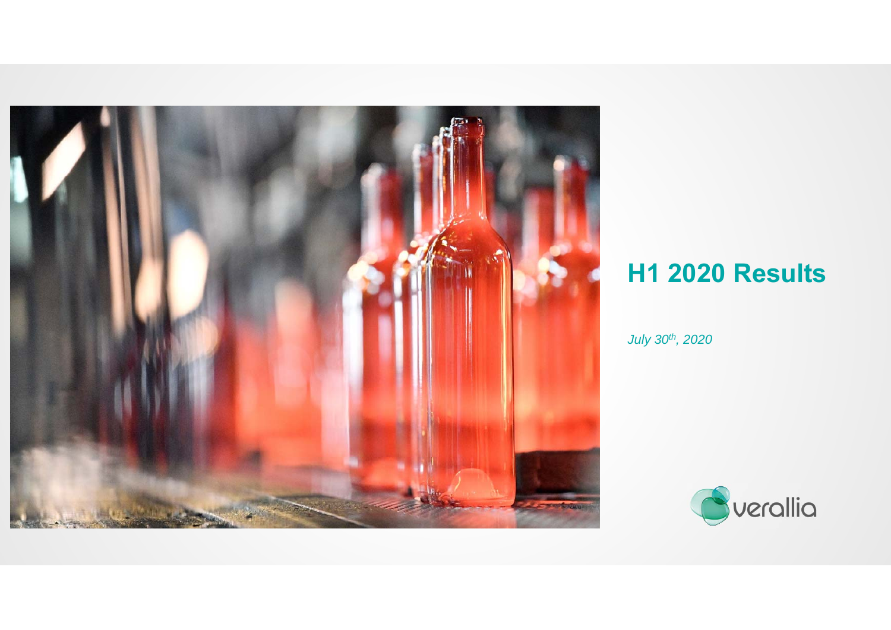# H1 2020 Results

*July 30th, 2020*

verallia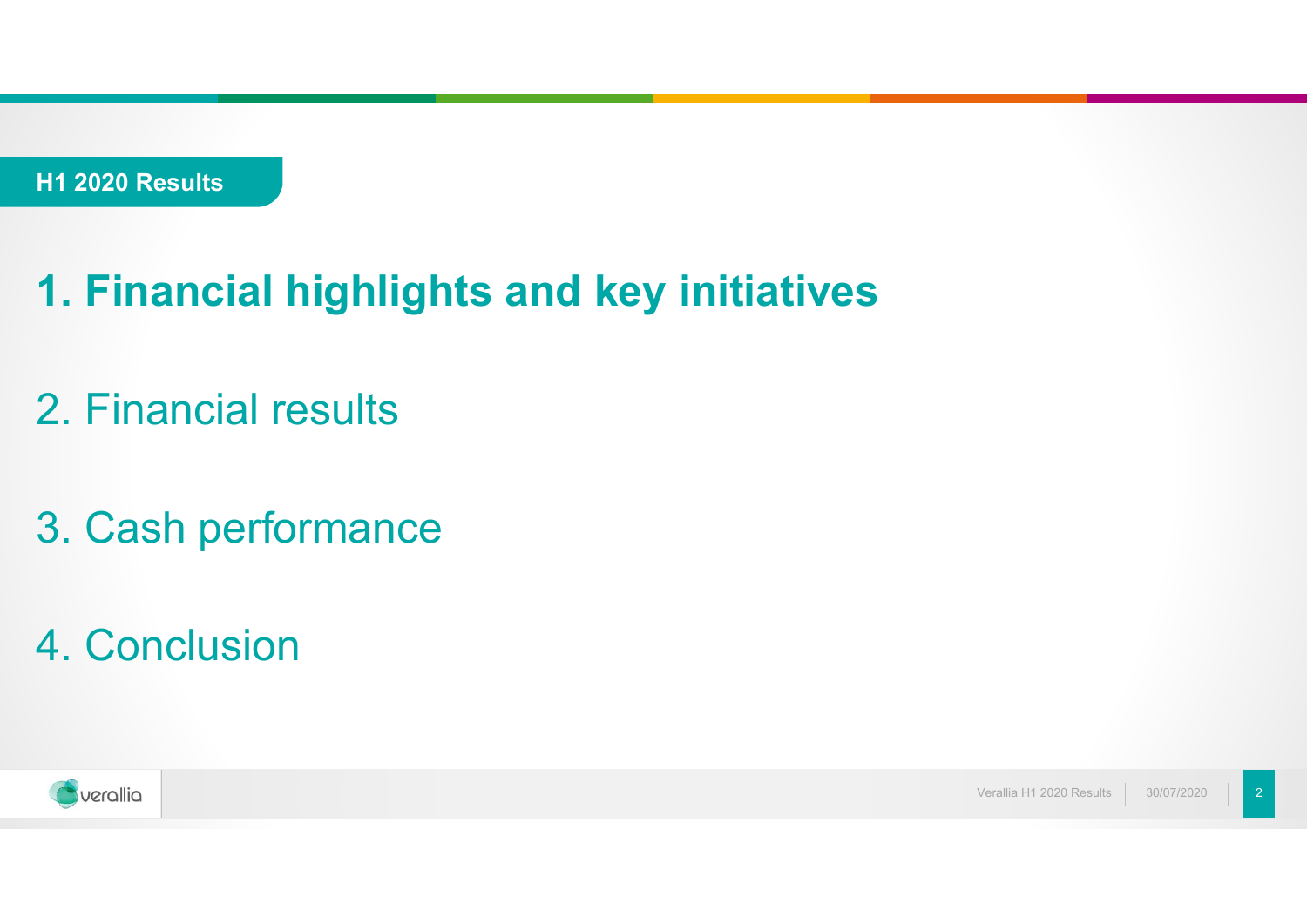**H1 2020 Results**

**1. Financial highlights and key initiatives**

2. Financial results

3. Cash performance

4. Conclusion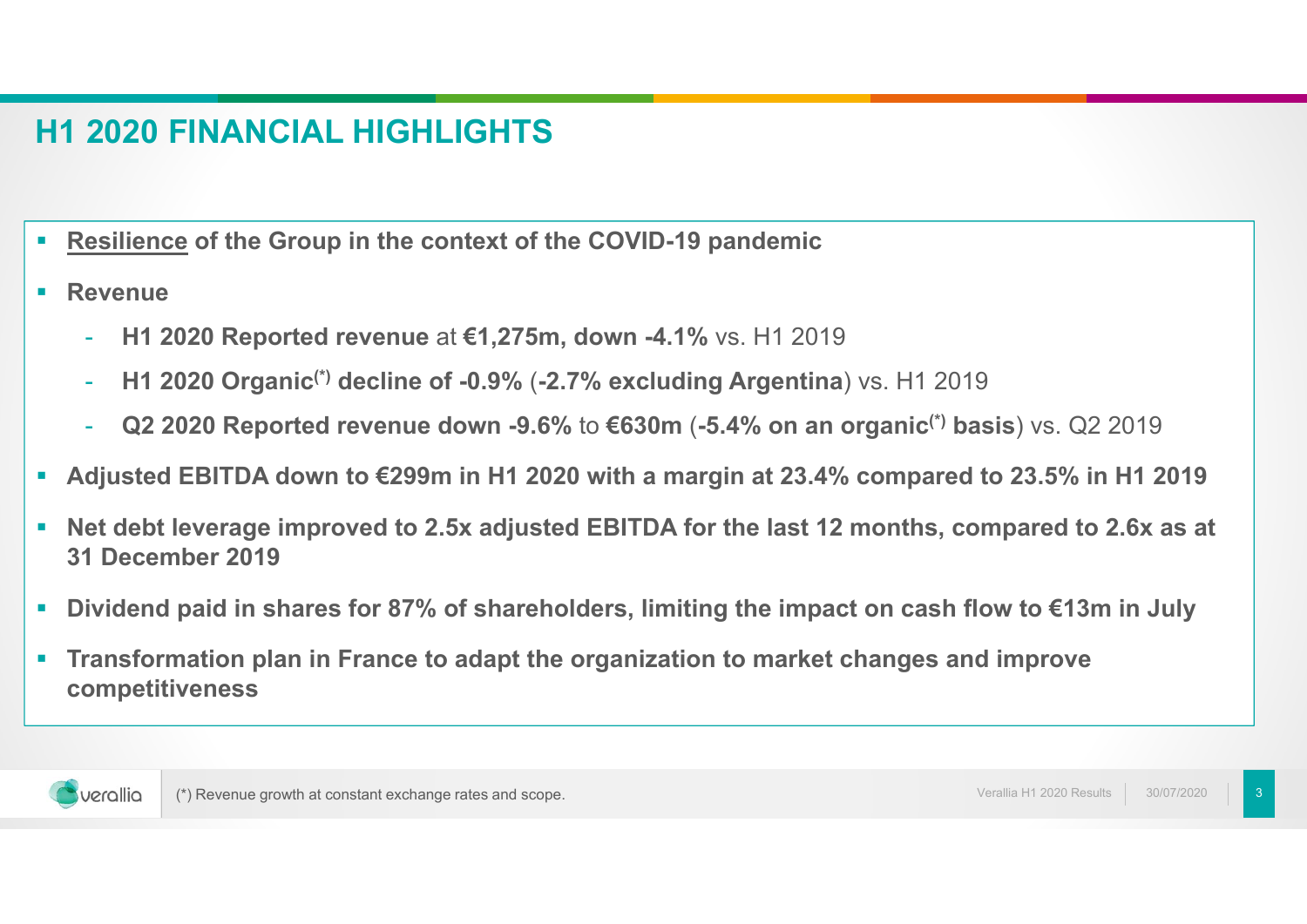# H1 2020 FINANCIAL HIGHLIGHTS

- **Resilience of the Group in the context of the COVID-19 pandemic**
- **Revenue**
  - **H1 2020 Reported revenue** at **€1,275m, down -4.1%** vs. H1 2019
  - **H1 2020 Organic(\*) decline of -0.9%** (**-2.7% excluding Argentina**) vs. H1 2019
  - **Q2 2020 Reported revenue down -9.6%** to **€630m** (**-5.4% on an organic(\*) basis**) vs. Q2 2019
- **Adjusted EBITDA down to €299m in H1 2020 with a margin at 23.4% compared to 23.5% in H1 2019**
- **Net debt leverage improved to 2.5x adjusted EBITDA for the last 12 months, compared to 2.6x as at 31 December 2019**
- **Dividend paid in shares for 87% of shareholders, limiting the impact on cash flow to €13m in July**
- **Transformation plan in France to adapt the organization to market changes and improve competitiveness**

(\*) Revenue growth at constant exchange rates and scope.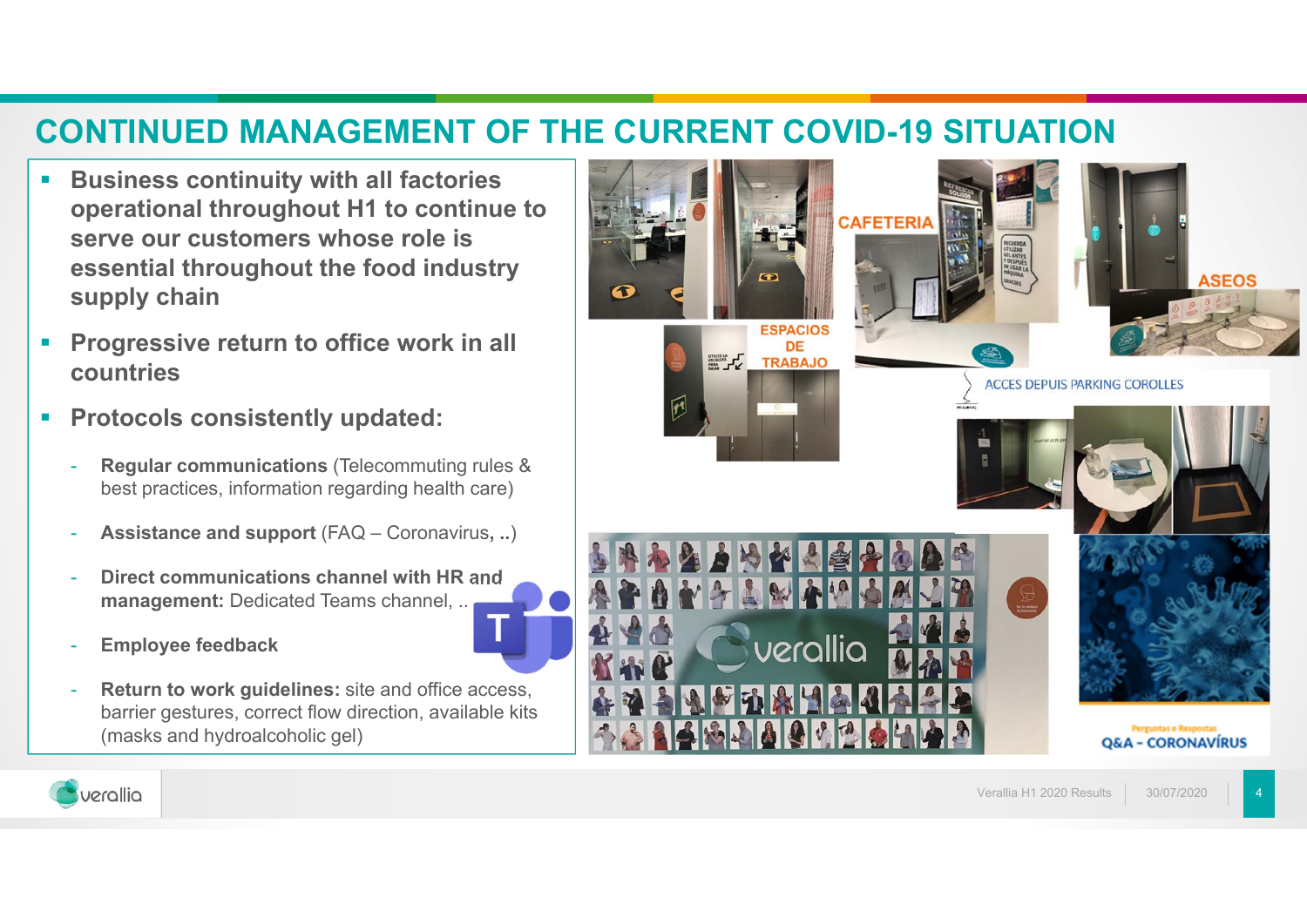# CONTINUED MANAGEMENT OF THE CURRENT COVID-19 SITUATION

- **Business continuity with all factories operational throughout H1 to continue to serve our customers whose role is essential throughout the food industry supply chain**
- **Progressive return to office work in all countries**
- **Protocols consistently updated:**
  - **Regular communications** (Telecommuting rules & best practices, information regarding health care)
  - **Assistance and support** (FAQ – Coronavirus, ..)
  - **Direct communications channel with HR and management:** Dedicated Teams channel, ..
  - **Employee feedback**
  - **Return to work guidelines:** site and office access, barrier gestures, correct flow direction, available kits (masks and hydroalcoholic gel)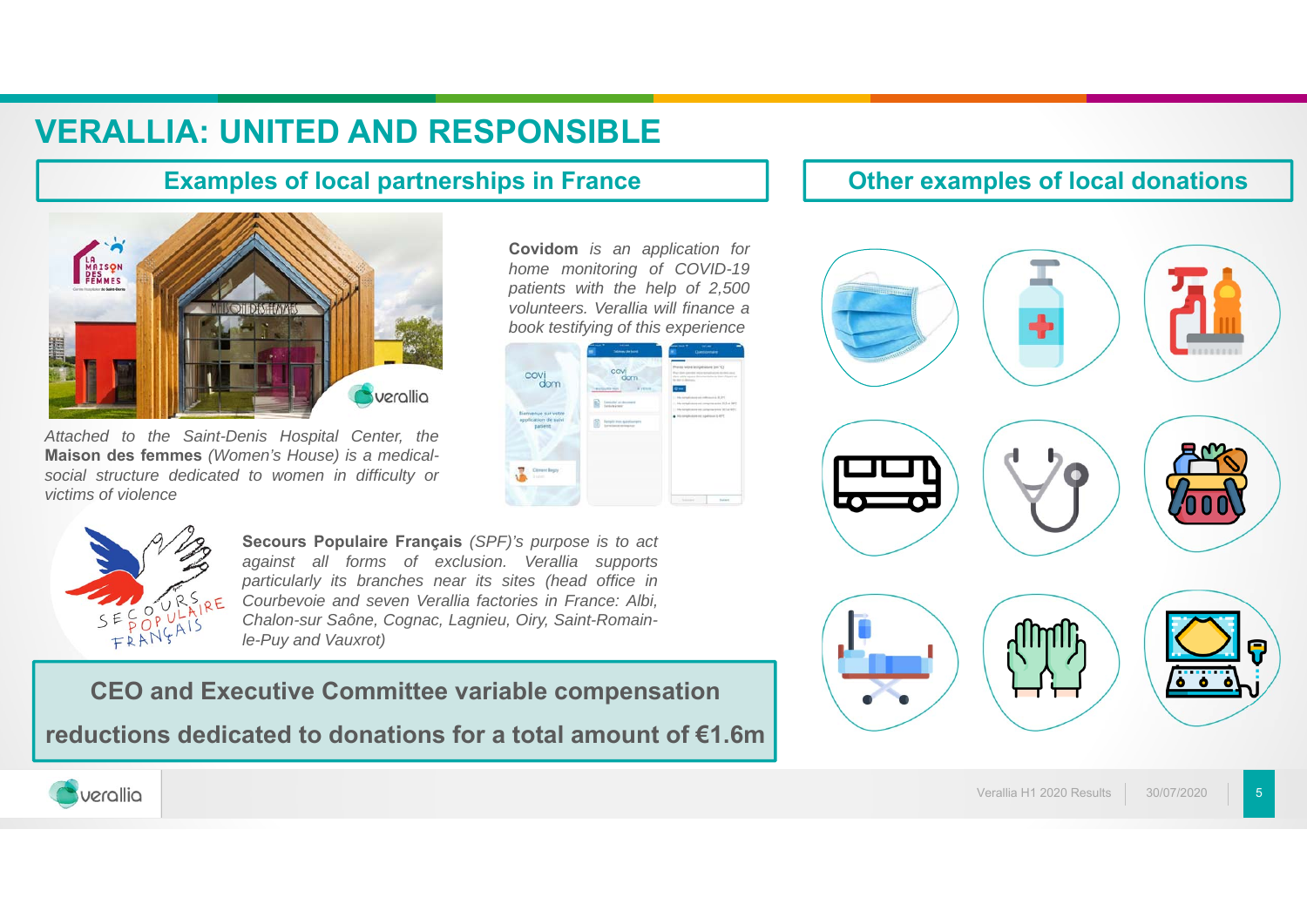# VERALLIA: UNITED AND RESPONSIBLE

## Examples of local partnerships in France

*Attached to the Saint-Denis Hospital Center, the* **Maison des femmes** *(Women's House) is a medical-social structure dedicated to women in difficulty or victims of violence*

**Covidom** *is an application for home monitoring of COVID-19 patients with the help of 2,500 volunteers. Verallia will finance a book testifying of this experience*

**Secours Populaire Français** *(SPF)'s purpose is to act against all forms of exclusion. Verallia supports particularly its branches near its sites (head office in Courbevoie and seven Verallia factories in France: Albi, Chalon-sur Saône, Cognac, Lagnieu, Oiry, Saint-Romain-le-Puy and Vauxrot)*

**CEO and Executive Committee variable compensation reductions dedicated to donations for a total amount of €1.6m**

## Other examples of local donations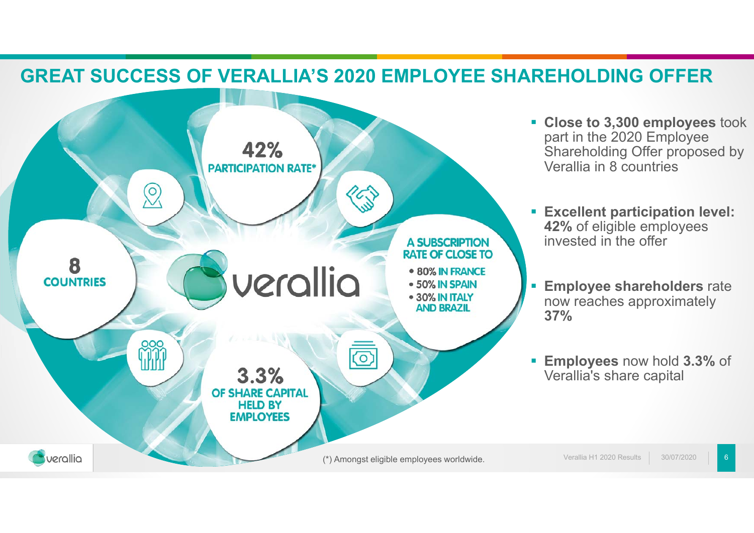# GREAT SUCCESS OF VERALLIA'S 2020 EMPLOYEE SHAREHOLDING OFFER

**42%**
PARTICIPATION RATE*

**8**
COUNTRIES

A SUBSCRIPTION RATE OF CLOSE TO

- 80% IN FRANCE
- 50% IN SPAIN
- 30% IN ITALY AND BRAZIL

**3.3%**
OF SHARE CAPITAL HELD BY EMPLOYEES

- **Close to 3,300 employees** took part in the 2020 Employee Shareholding Offer proposed by Verallia in 8 countries
- **Excellent participation level: 42%** of eligible employees invested in the offer
- **Employee shareholders** rate now reaches approximately **37%**
- **Employees** now hold **3.3%** of Verallia's share capital

(*) Amongst eligible employees worldwide.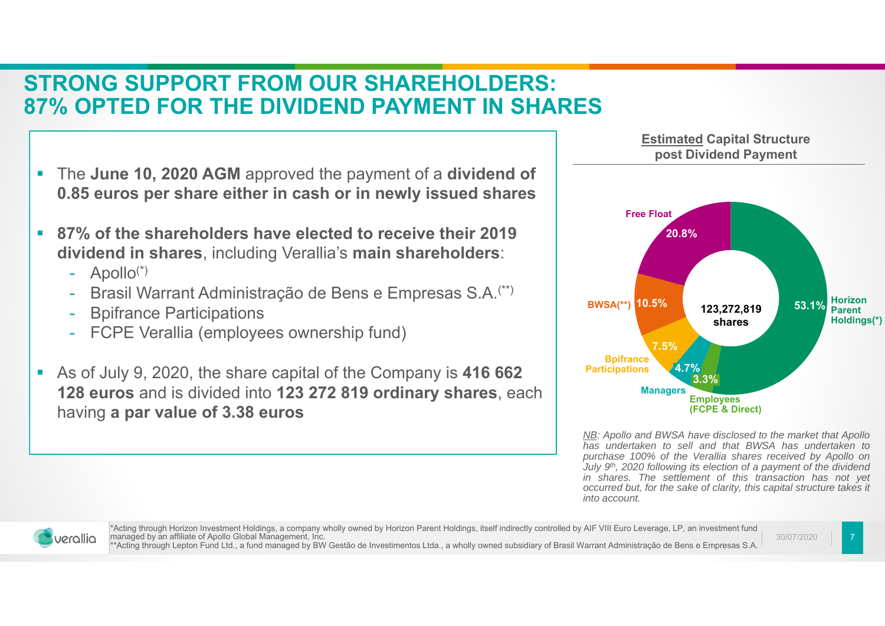# STRONG SUPPORT FROM OUR SHAREHOLDERS: 87% OPTED FOR THE DIVIDEND PAYMENT IN SHARES

- The **June 10, 2020 AGM** approved the payment of a **dividend of 0.85 euros per share either in cash or in newly issued shares**
- **87% of the shareholders have elected to receive their 2019 dividend in shares**, including Verallia's **main shareholders**:
  - Apollo(*)
  - Brasil Warrant Administração de Bens e Empresas S.A.(**)
  - Bpifrance Participations
  - FCPE Verallia (employees ownership fund)
- As of July 9, 2020, the share capital of the Company is **416 662 128 euros** and is divided into **123 272 819 ordinary shares**, each having **a par value of 3.38 euros**

**Estimated Capital Structure post Dividend Payment**

123,272,819 shares

| Shareholder | % |
| --- | --- |
| Horizon Parent Holdings(*) | 53.1% |
| Free Float | 20.8% |
| BWSA(**) | 10.5% |
| Bpifrance Participations | 7.5% |
| Managers | 4.7% |
| Employees (FCPE & Direct) | 3.3% |

*NB: Apollo and BWSA have disclosed to the market that Apollo has undertaken to sell and that BWSA has undertaken to purchase 100% of the Verallia shares received by Apollo on July 9th, 2020 following its election of a payment of the dividend in shares. The settlement of this transaction has not yet occurred but, for the sake of clarity, this capital structure takes it into account.*

*Acting through Horizon Investment Holdings, a company wholly owned by Horizon Parent Holdings, itself indirectly controlled by AIF VIII Euro Leverage, LP, an investment fund managed by an affiliate of Apollo Global Management, Inc.

**Acting through Lepton Fund Ltd., a fund managed by BW Gestão de Investimentos Ltda., a wholly owned subsidiary of Brasil Warrant Administração de Bens e Empresas S.A.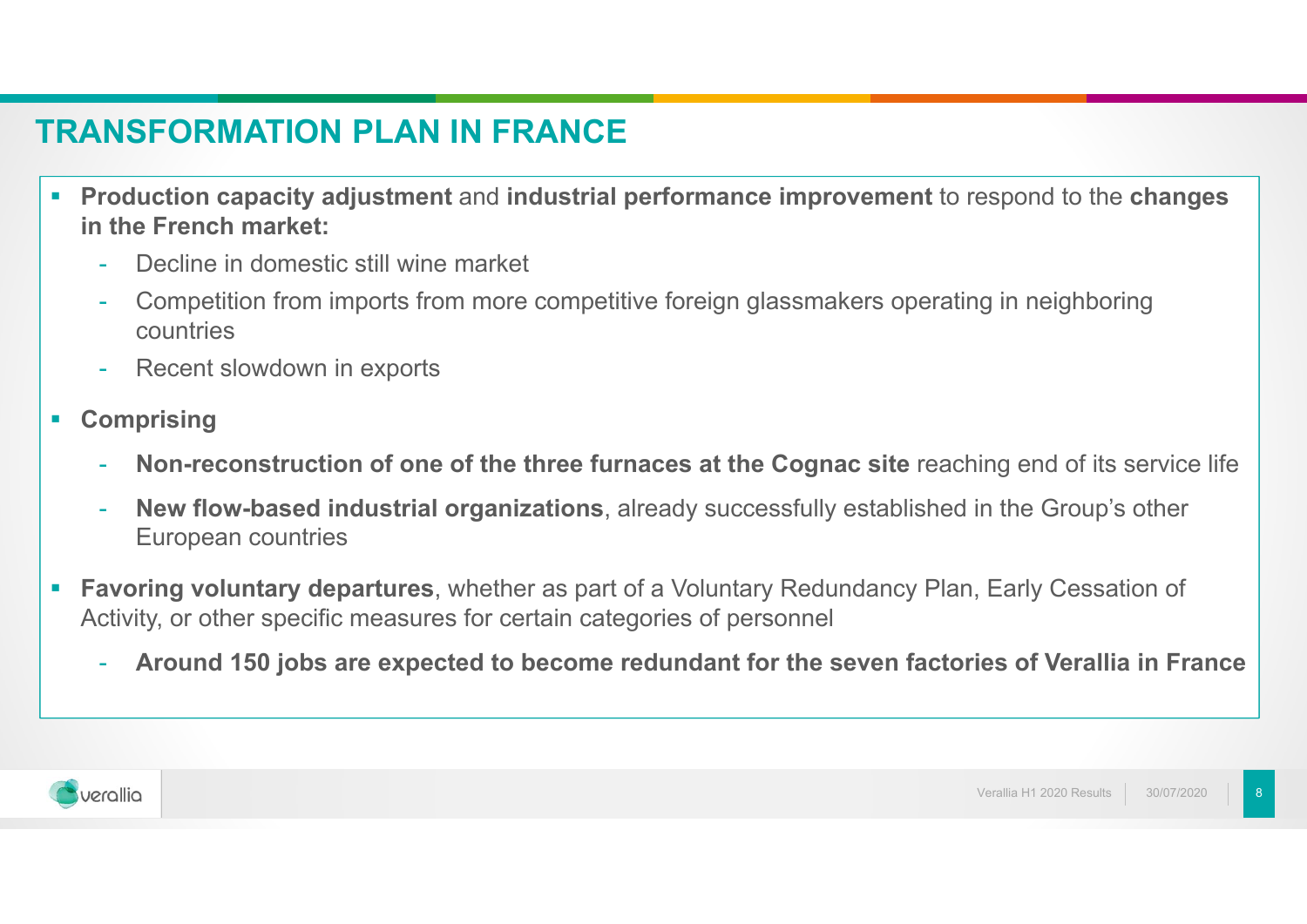# TRANSFORMATION PLAN IN FRANCE

- **Production capacity adjustment** and **industrial performance improvement** to respond to the **changes in the French market:**
  - Decline in domestic still wine market
  - Competition from imports from more competitive foreign glassmakers operating in neighboring countries
  - Recent slowdown in exports
- **Comprising**
  - **Non-reconstruction of one of the three furnaces at the Cognac site** reaching end of its service life
  - **New flow-based industrial organizations**, already successfully established in the Group's other European countries
- **Favoring voluntary departures**, whether as part of a Voluntary Redundancy Plan, Early Cessation of Activity, or other specific measures for certain categories of personnel
  - **Around 150 jobs are expected to become redundant for the seven factories of Verallia in France**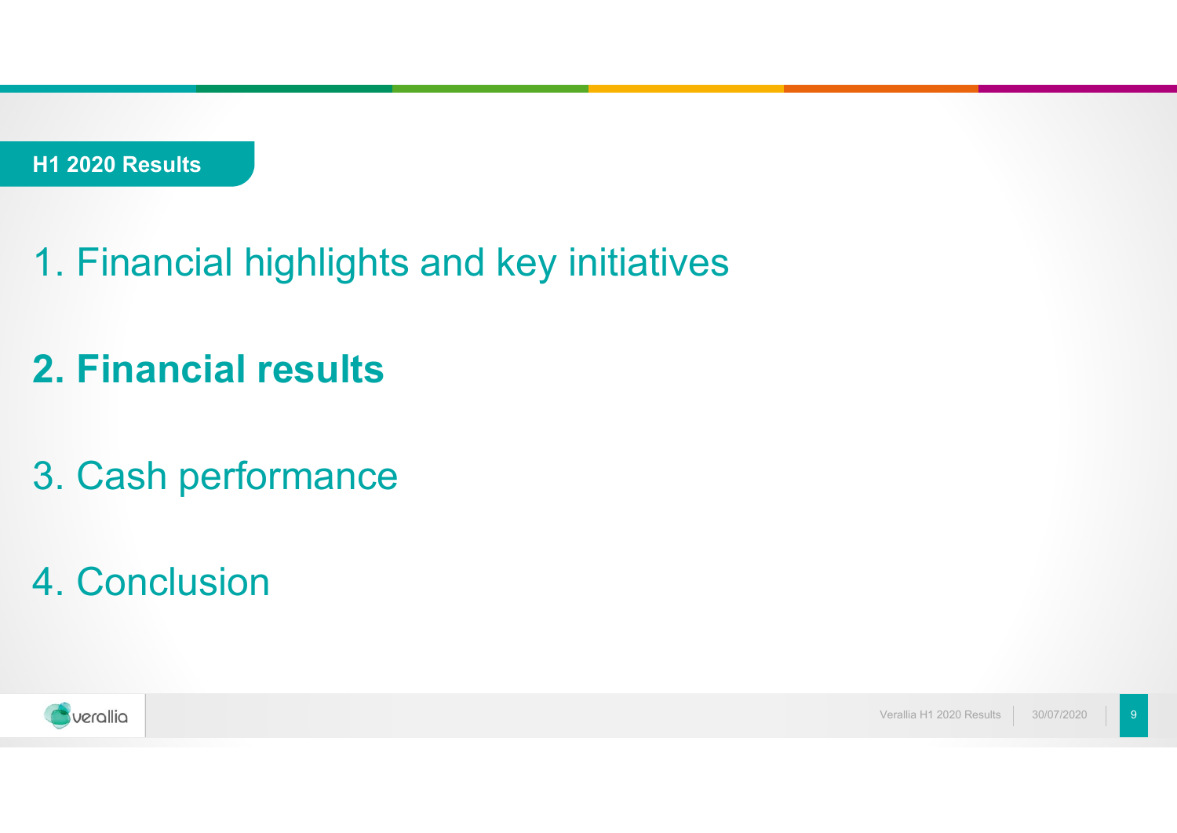**H1 2020 Results**

1. Financial highlights and key initiatives

**2. Financial results**

3. Cash performance

4. Conclusion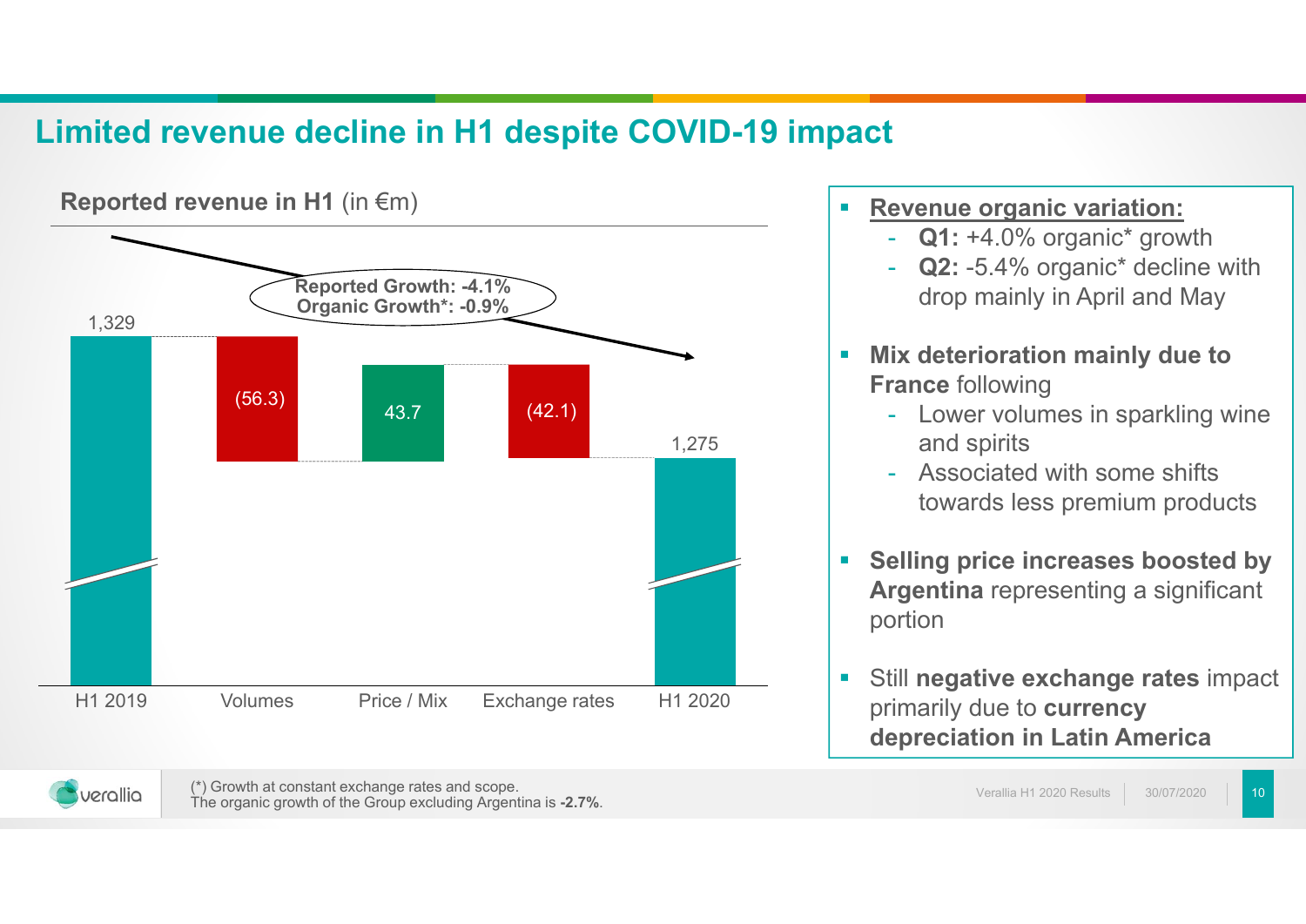# Limited revenue decline in H1 despite COVID-19 impact

**Reported revenue in H1** (in €m)

Reported Growth: -4.1%
Organic Growth*: -0.9%

| H1 2019 | Volumes | Price / Mix | Exchange rates | H1 2020 |
|---|---|---|---|---|
| 1,329 | (56.3) | 43.7 | (42.1) | 1,275 |

- **Revenue organic variation:**
  - **Q1:** +4.0% organic* growth
  - **Q2:** -5.4% organic* decline with drop mainly in April and May
- **Mix deterioration mainly due to France** following
  - Lower volumes in sparkling wine and spirits
  - Associated with some shifts towards less premium products
- **Selling price increases boosted by Argentina** representing a significant portion
- Still **negative exchange rates** impact primarily due to **currency depreciation in Latin America**

(*) Growth at constant exchange rates and scope.
The organic growth of the Group excluding Argentina is **-2.7%**.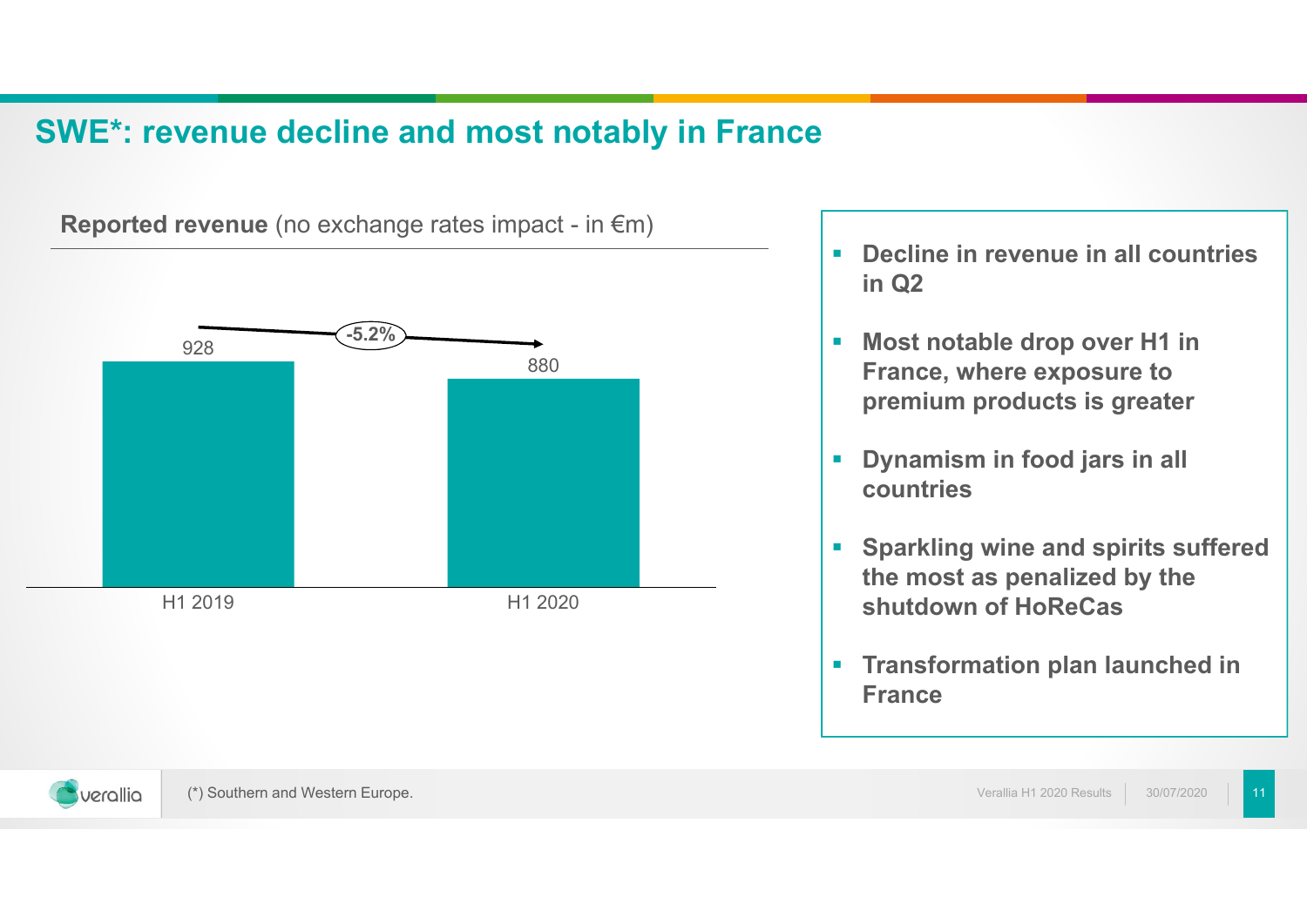# SWE*: revenue decline and most notably in France

**Reported revenue** (no exchange rates impact - in €m)

| | H1 2019 | H1 2020 |
|---|---|---|
| Reported revenue | 928 | 880 |

-5.2%

- **Decline in revenue in all countries in Q2**
- **Most notable drop over H1 in France, where exposure to premium products is greater**
- **Dynamism in food jars in all countries**
- **Sparkling wine and spirits suffered the most as penalized by the shutdown of HoReCas**
- **Transformation plan launched in France**

(*) Southern and Western Europe.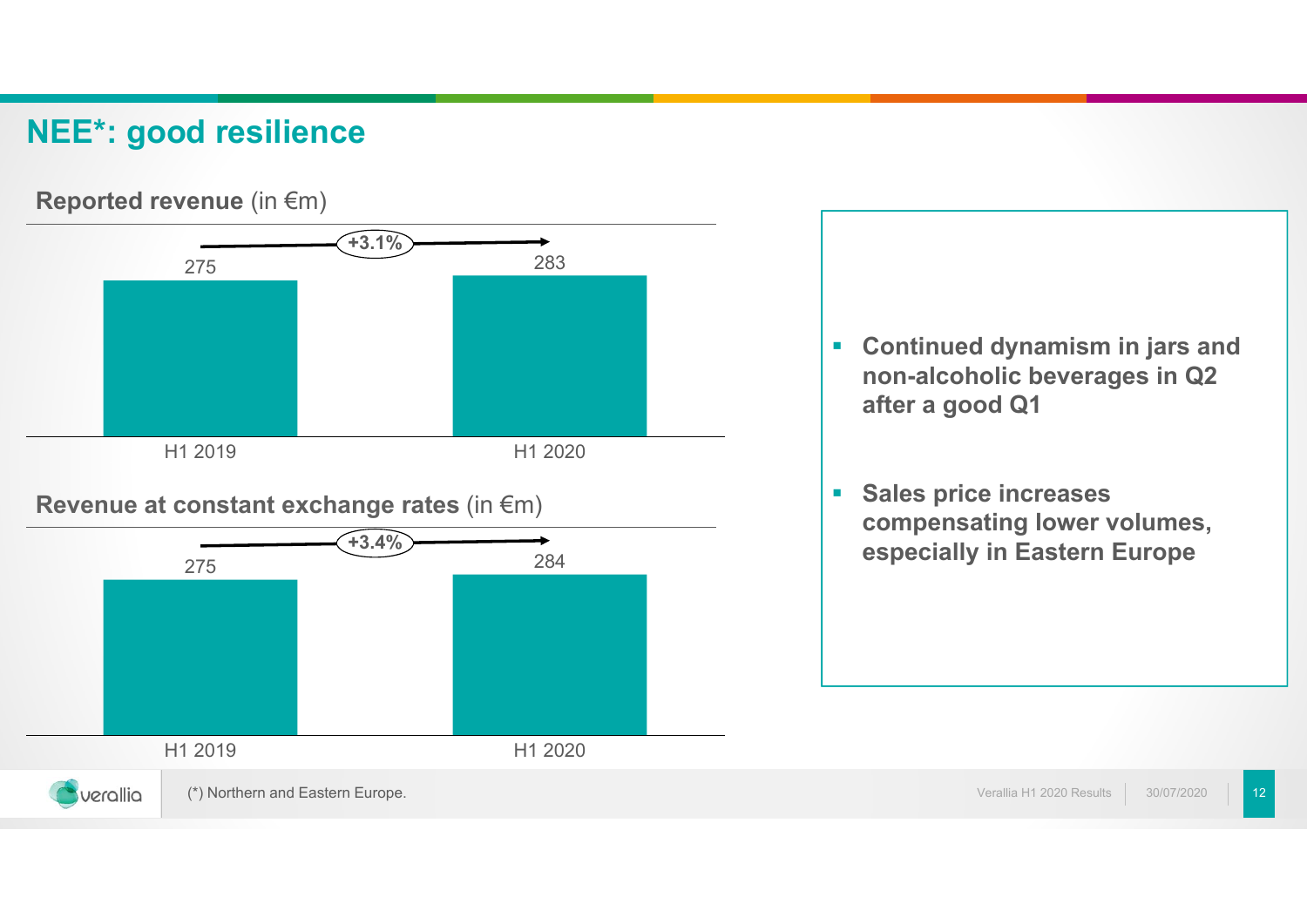# NEE*: good resilience

**Reported revenue** (in €m)

| | H1 2019 | H1 2020 |
|---|---|---|
| Reported revenue | 275 | 283 |
| Change | | +3.1% |

**Revenue at constant exchange rates** (in €m)

| | H1 2019 | H1 2020 |
|---|---|---|
| Revenue at constant exchange rates | 275 | 284 |
| Change | | +3.4% |

- **Continued dynamism in jars and non-alcoholic beverages in Q2 after a good Q1**
- **Sales price increases compensating lower volumes, especially in Eastern Europe**

(*) Northern and Eastern Europe.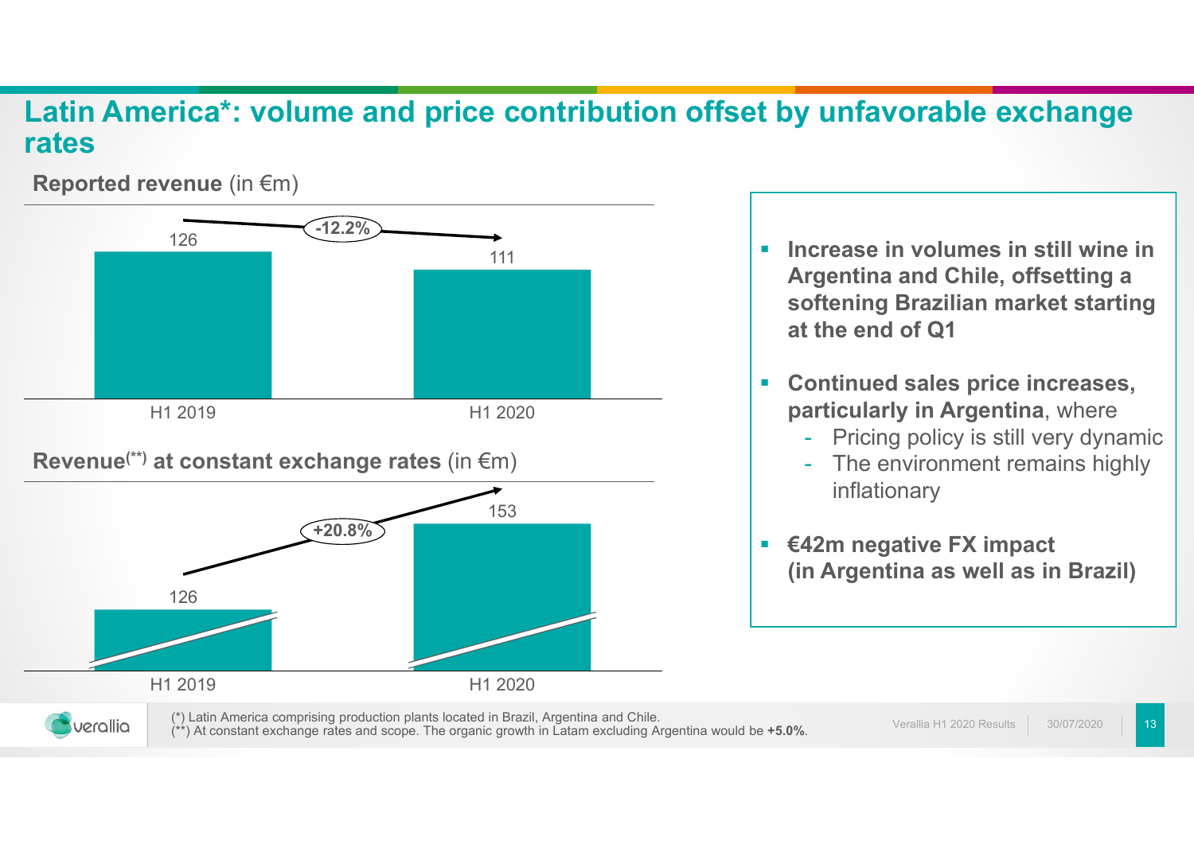# Latin America*: volume and price contribution offset by unfavorable exchange rates

**Reported revenue** (in €m)

| | H1 2019 | H1 2020 |
|---|---|---|
| Reported revenue | 126 | 111 |

-12.2%

**Revenue(**) at constant exchange rates** (in €m)

| | H1 2019 | H1 2020 |
|---|---|---|
| Revenue at constant exchange rates | 126 | 153 |

+20.8%

- **Increase in volumes in still wine in Argentina and Chile, offsetting a softening Brazilian market starting at the end of Q1**
- **Continued sales price increases, particularly in Argentina**, where
  - Pricing policy is still very dynamic
  - The environment remains highly inflationary
- **€42m negative FX impact (in Argentina as well as in Brazil)**

(*) Latin America comprising production plants located in Brazil, Argentina and Chile.
(**) At constant exchange rates and scope. The organic growth in Latam excluding Argentina would be **+5.0%**.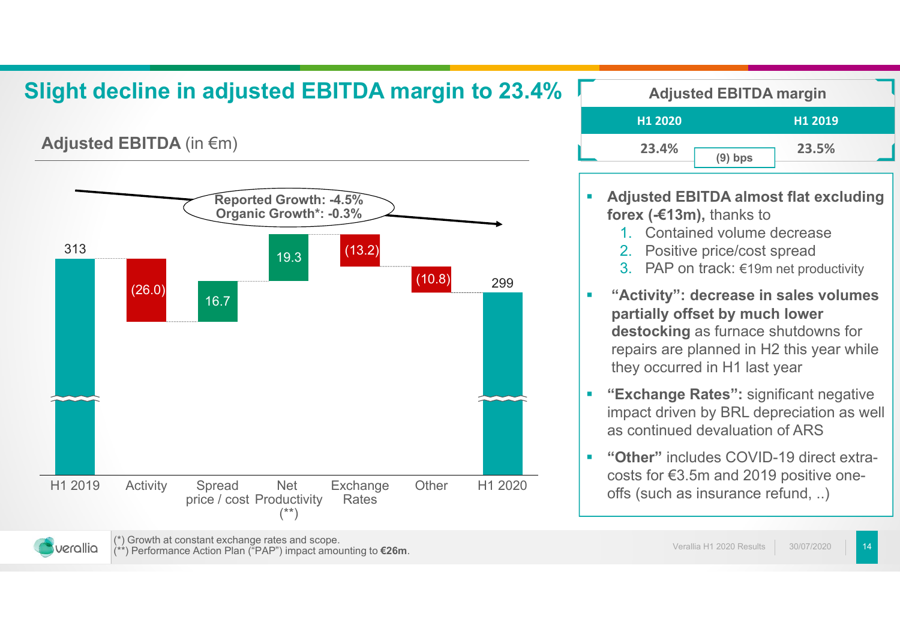# Slight decline in adjusted EBITDA margin to 23.4%

## Adjusted EBITDA (in €m)

Reported Growth: -4.5%
Organic Growth*: -0.3%

| | H1 2019 | Activity | Spread price / cost | Net Productivity (**) | Exchange Rates | Other | H1 2020 |
|---|---|---|---|---|---|---|---|
| Adjusted EBITDA (in €m) | 313 | (26.0) | 16.7 | 19.3 | (13.2) | (10.8) | 299 |

| Adjusted EBITDA margin | | |
|---|---|---|
| H1 2020 | | H1 2019 |
| 23.4% | (9) bps | 23.5% |

- **Adjusted EBITDA almost flat excluding forex (-€13m),** thanks to
  1. Contained volume decrease
  2. Positive price/cost spread
  3. PAP on track: €19m net productivity
- **"Activity": decrease in sales volumes partially offset by much lower destocking** as furnace shutdowns for repairs are planned in H2 this year while they occurred in H1 last year
- **"Exchange Rates":** significant negative impact driven by BRL depreciation as well as continued devaluation of ARS
- **"Other"** includes COVID-19 direct extra-costs for €3.5m and 2019 positive one-offs (such as insurance refund, ..)

(*) Growth at constant exchange rates and scope.
(**) Performance Action Plan ("PAP") impact amounting to **€26m**.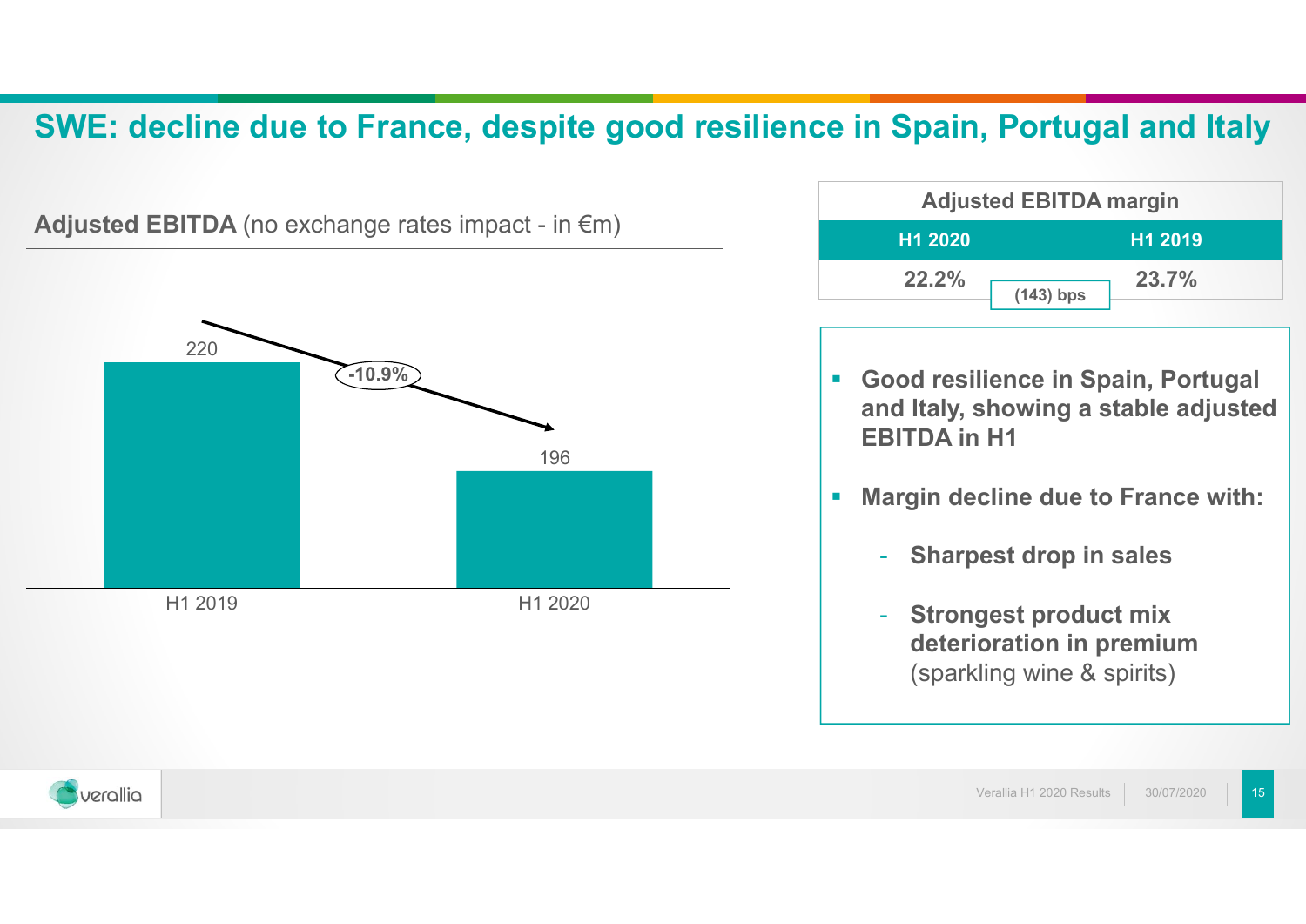# SWE: decline due to France, despite good resilience in Spain, Portugal and Italy

**Adjusted EBITDA** (no exchange rates impact - in €m)

| | H1 2019 | H1 2020 |
|---|---|---|
| Adjusted EBITDA | 220 | 196 |

-10.9%

| Adjusted EBITDA margin | |
|---|---|
| **H1 2020** | **H1 2019** |
| 22.2% | 23.7% |

(143) bps

- **Good resilience in Spain, Portugal and Italy, showing a stable adjusted EBITDA in H1**
- **Margin decline due to France with:**
  - **Sharpest drop in sales**
  - **Strongest product mix deterioration in premium** (sparkling wine & spirits)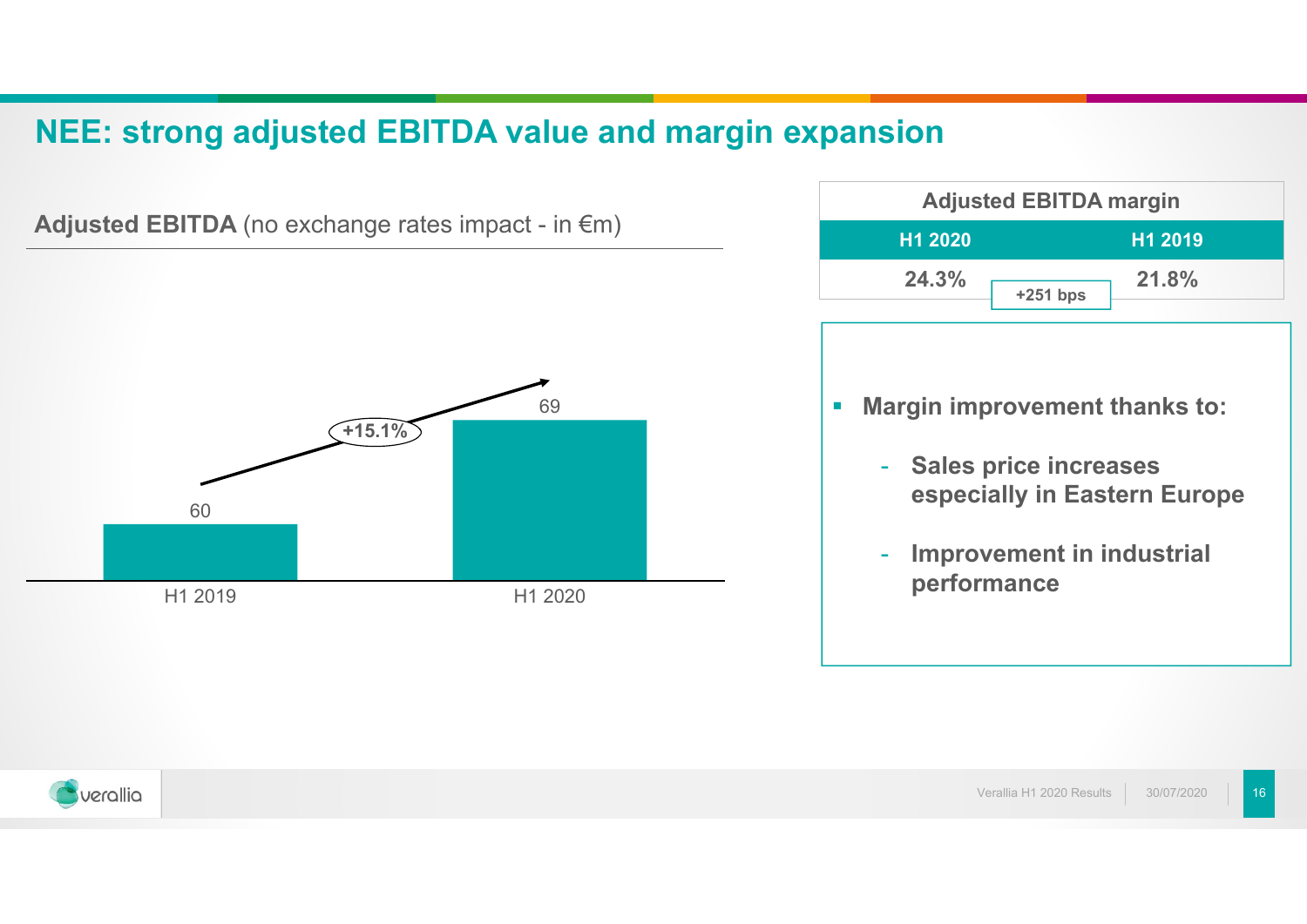# NEE: strong adjusted EBITDA value and margin expansion

**Adjusted EBITDA** (no exchange rates impact - in €m)

| | H1 2019 | H1 2020 |
|---|---|---|
| Adjusted EBITDA | 60 | 69 |

+15.1%

| Adjusted EBITDA margin | |
|---|---|
| **H1 2020** | **H1 2019** |
| **24.3%** | **21.8%** |

**+251 bps**

- **Margin improvement thanks to:**
  - **Sales price increases especially in Eastern Europe**
  - **Improvement in industrial performance**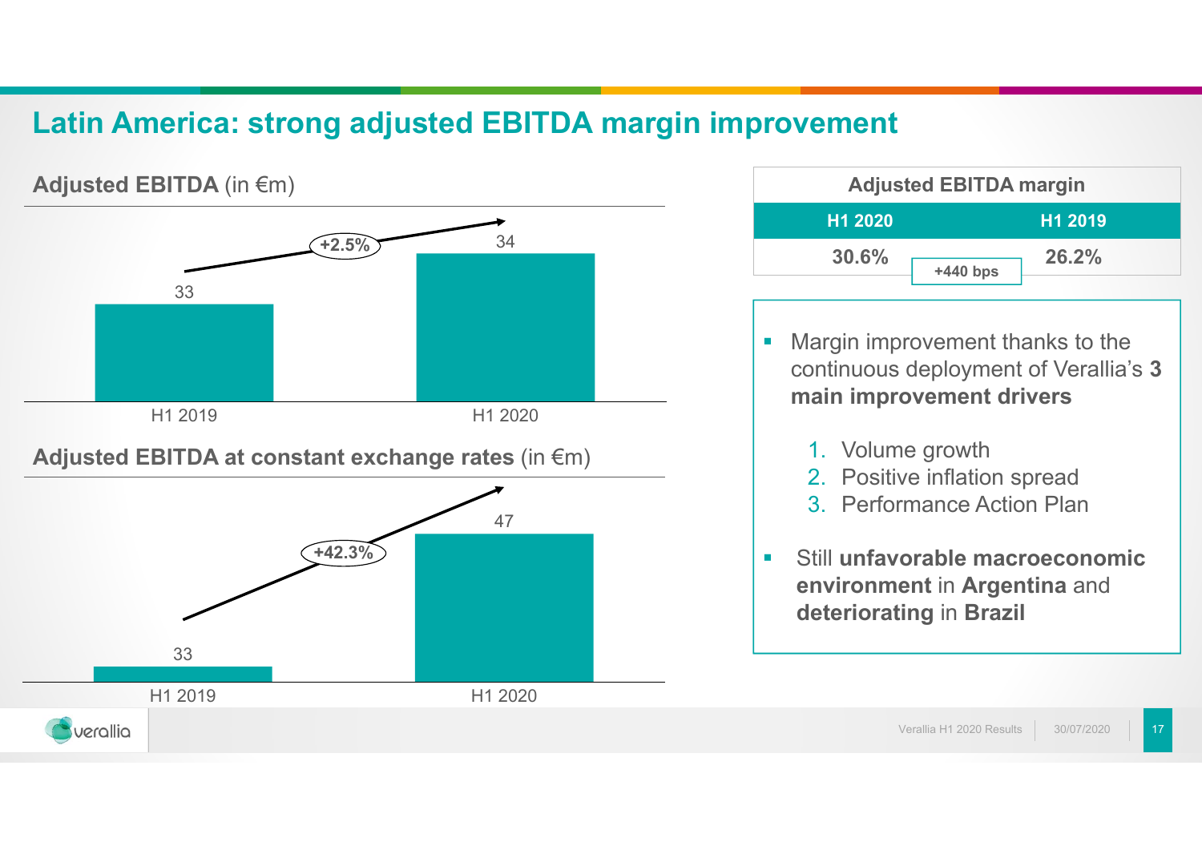# Latin America: strong adjusted EBITDA margin improvement

## Adjusted EBITDA (in €m)

| | H1 2019 | H1 2020 |
|---|---|---|
| Adjusted EBITDA | 33 | 34 |

+2.5%

## Adjusted EBITDA at constant exchange rates (in €m)

| | H1 2019 | H1 2020 |
|---|---|---|
| Adjusted EBITDA at constant exchange rates | 33 | 47 |

+42.3%

| Adjusted EBITDA margin | | |
|---|---|---|
| H1 2020 | | H1 2019 |
| 30.6% | +440 bps | 26.2% |

- Margin improvement thanks to the continuous deployment of Verallia's **3 main improvement drivers**
  1. Volume growth
  2. Positive inflation spread
  3. Performance Action Plan
- Still **unfavorable macroeconomic environment** in **Argentina** and **deteriorating** in **Brazil**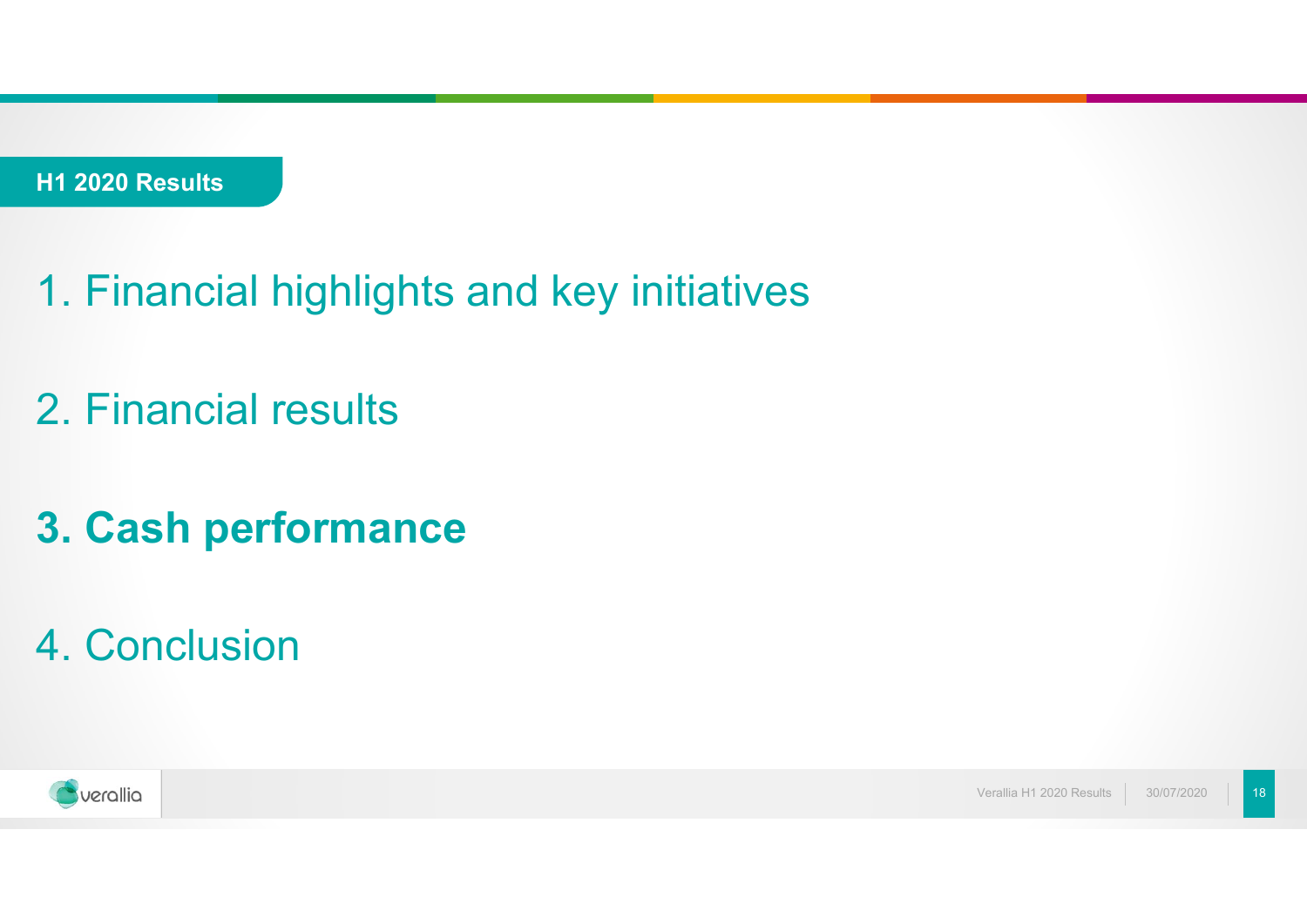**H1 2020 Results**

1. Financial highlights and key initiatives

2. Financial results

**3. Cash performance**

4. Conclusion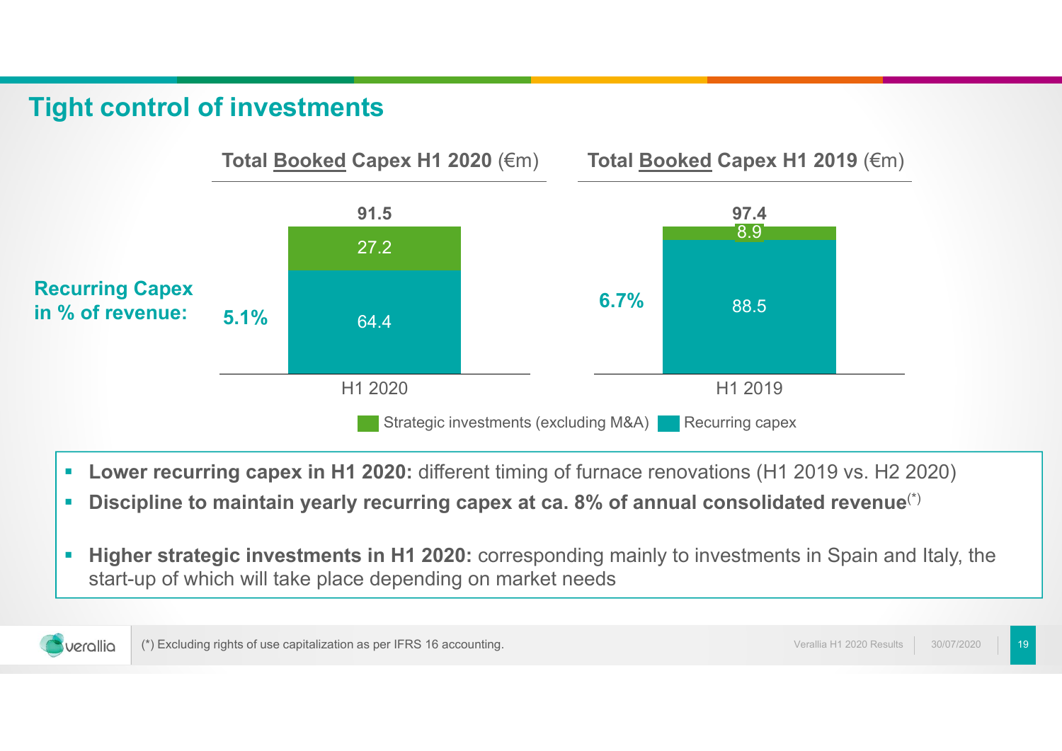# Tight control of investments

| | Total Booked Capex H1 2020 (€m) | Total Booked Capex H1 2019 (€m) |
|---|---|---|
| Strategic investments (excluding M&A) | 27.2 | 8.9 |
| Recurring capex | 64.4 | 88.5 |
| **Total** | **91.5** | **97.4** |
| **Recurring Capex in % of revenue:** | **5.1%** | **6.7%** |

- **Lower recurring capex in H1 2020:** different timing of furnace renovations (H1 2019 vs. H2 2020)
- **Discipline to maintain yearly recurring capex at ca. 8% of annual consolidated revenue**(*)
- **Higher strategic investments in H1 2020:** corresponding mainly to investments in Spain and Italy, the start-up of which will take place depending on market needs

(*) Excluding rights of use capitalization as per IFRS 16 accounting.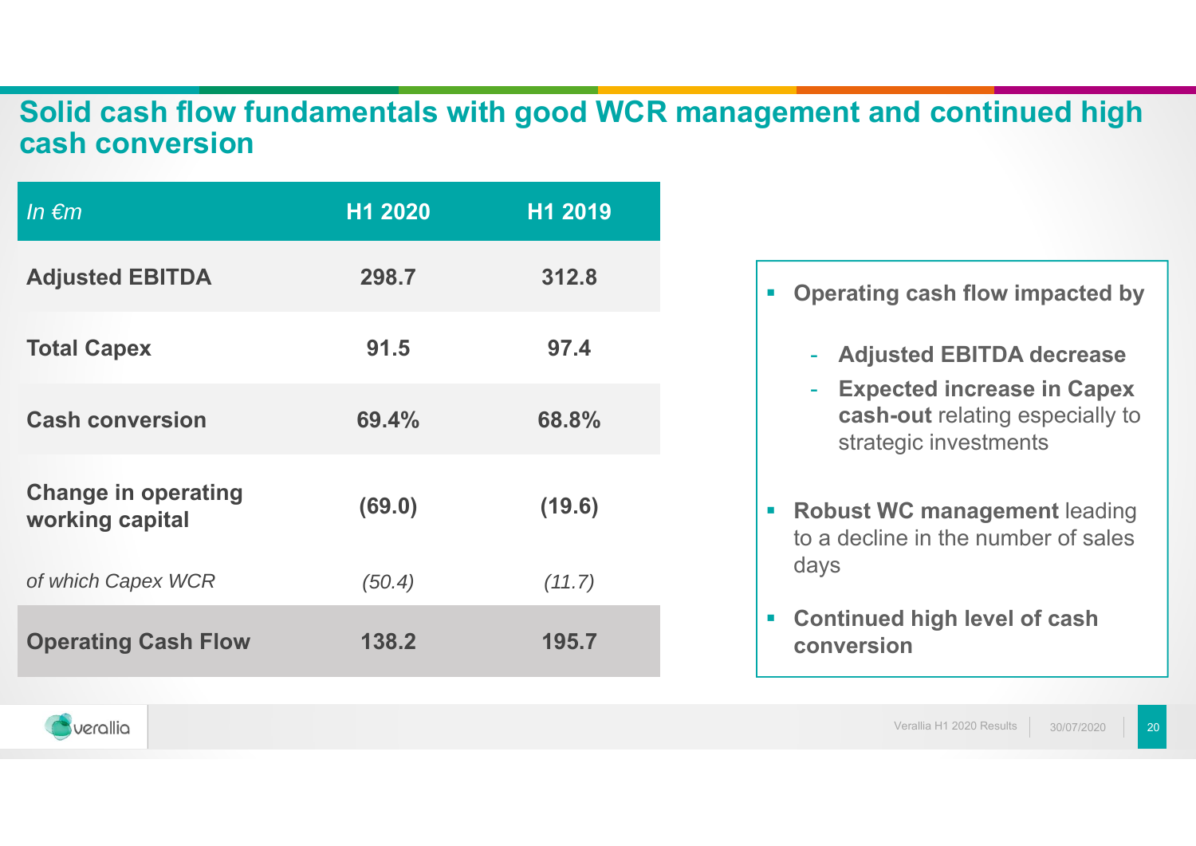# Solid cash flow fundamentals with good WCR management and continued high cash conversion

| *In €m* | H1 2020 | H1 2019 |
|---|---|---|
| **Adjusted EBITDA** | **298.7** | **312.8** |
| **Total Capex** | **91.5** | **97.4** |
| **Cash conversion** | **69.4%** | **68.8%** |
| **Change in operating working capital** | **(69.0)** | **(19.6)** |
| *of which Capex WCR* | *(50.4)* | *(11.7)* |
| **Operating Cash Flow** | **138.2** | **195.7** |

- **Operating cash flow impacted by**
  - **Adjusted EBITDA decrease**
  - **Expected increase in Capex cash-out** relating especially to strategic investments
- **Robust WC management** leading to a decline in the number of sales days
- **Continued high level of cash conversion**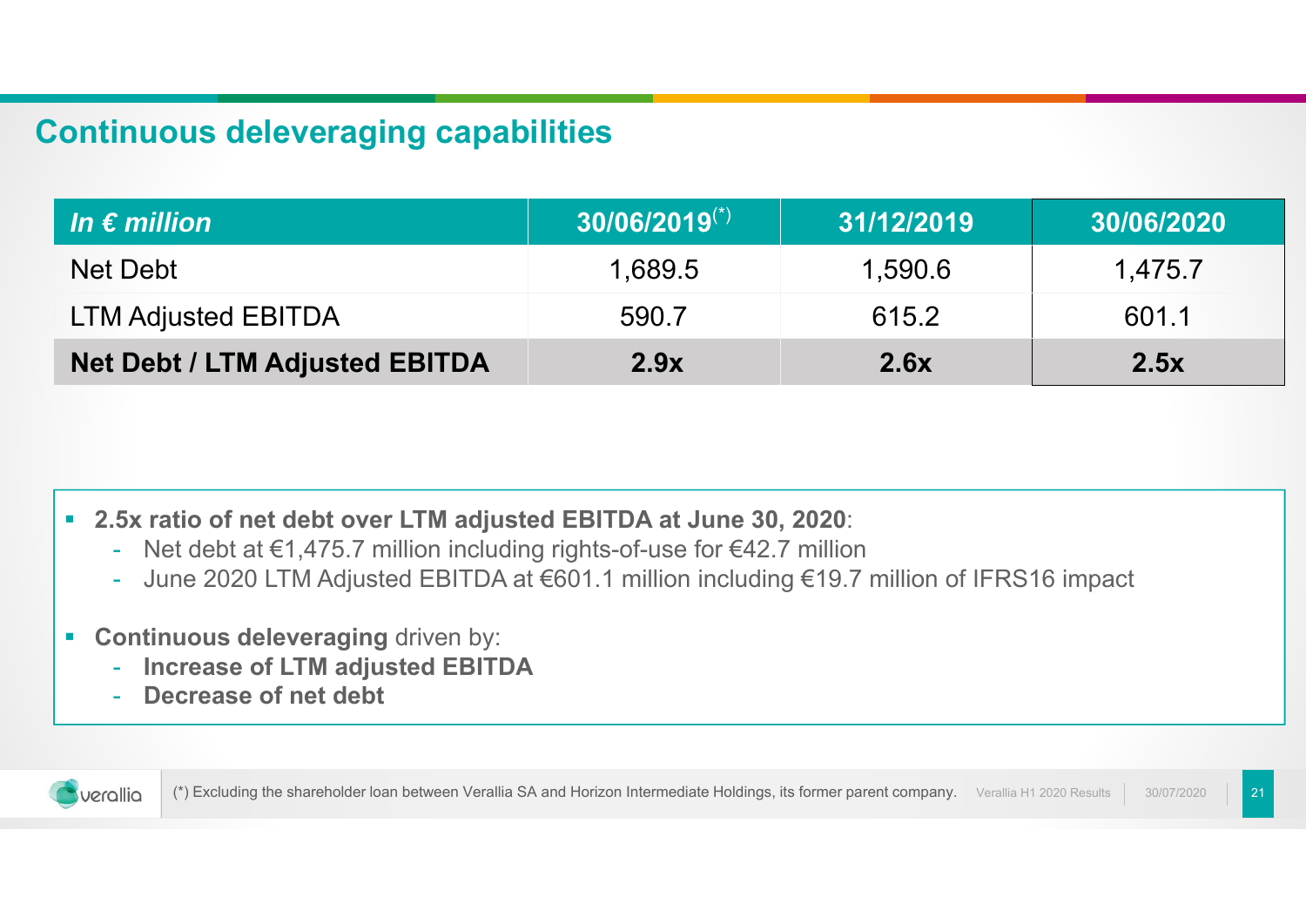# Continuous deleveraging capabilities

| *In € million* | 30/06/2019(*) | 31/12/2019 | 30/06/2020 |
|---|---|---|---|
| Net Debt | 1,689.5 | 1,590.6 | 1,475.7 |
| LTM Adjusted EBITDA | 590.7 | 615.2 | 601.1 |
| **Net Debt / LTM Adjusted EBITDA** | **2.9x** | **2.6x** | **2.5x** |

- **2.5x ratio of net debt over LTM adjusted EBITDA at June 30, 2020**:
  - Net debt at €1,475.7 million including rights-of-use for €42.7 million
  - June 2020 LTM Adjusted EBITDA at €601.1 million including €19.7 million of IFRS16 impact
- **Continuous deleveraging** driven by:
  - **Increase of LTM adjusted EBITDA**
  - **Decrease of net debt**

(*) Excluding the shareholder loan between Verallia SA and Horizon Intermediate Holdings, its former parent company.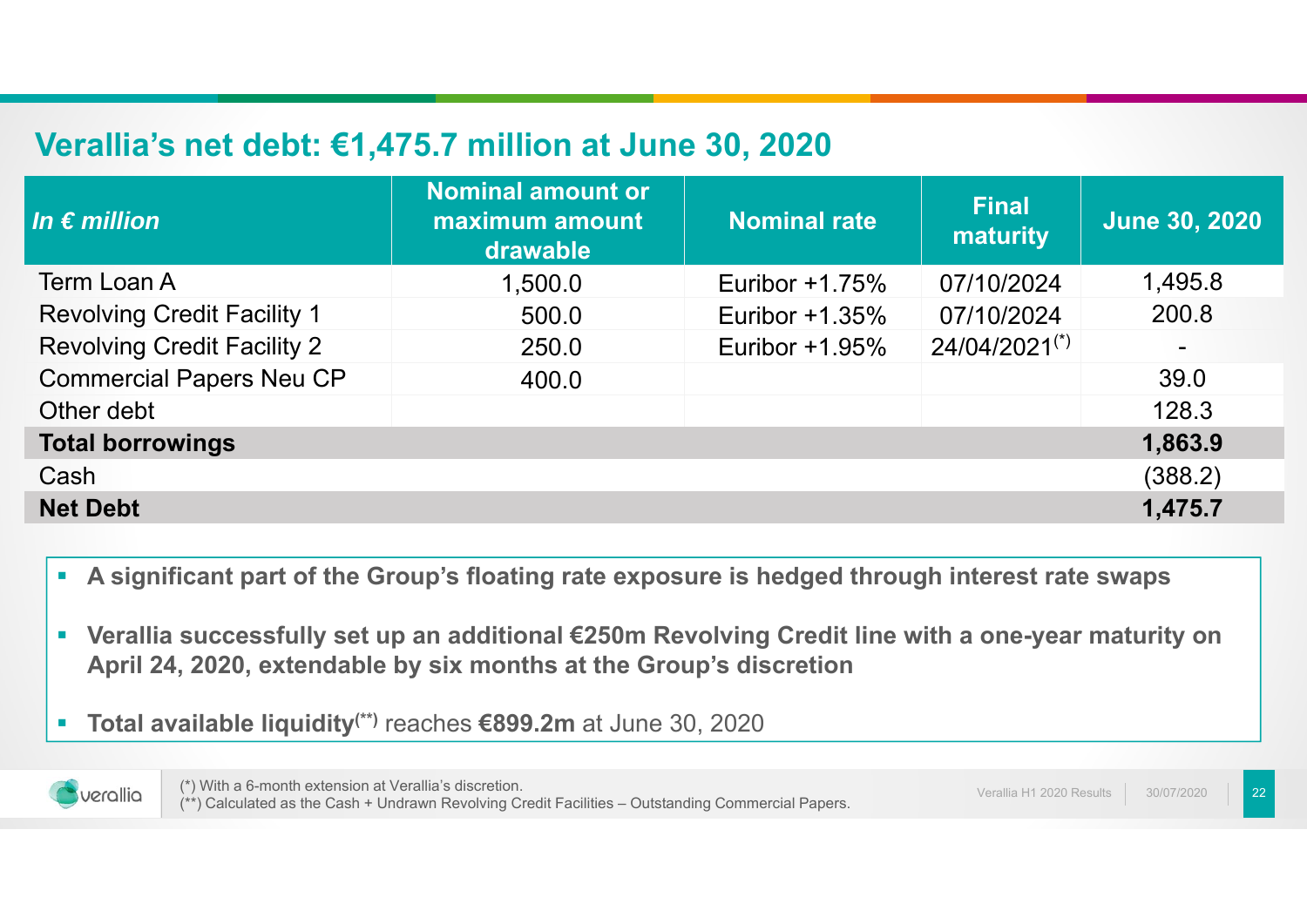# Verallia's net debt: €1,475.7 million at June 30, 2020

| *In € million* | Nominal amount or maximum amount drawable | Nominal rate | Final maturity | June 30, 2020 |
|---|---|---|---|---|
| Term Loan A | 1,500.0 | Euribor +1.75% | 07/10/2024 | 1,495.8 |
| Revolving Credit Facility 1 | 500.0 | Euribor +1.35% | 07/10/2024 | 200.8 |
| Revolving Credit Facility 2 | 250.0 | Euribor +1.95% | 24/04/2021(*) | - |
| Commercial Papers Neu CP | 400.0 | | | 39.0 |
| Other debt | | | | 128.3 |
| **Total borrowings** | | | | **1,863.9** |
| Cash | | | | (388.2) |
| **Net Debt** | | | | **1,475.7** |

- **A significant part of the Group's floating rate exposure is hedged through interest rate swaps**
- **Verallia successfully set up an additional €250m Revolving Credit line with a one-year maturity on April 24, 2020, extendable by six months at the Group's discretion**
- **Total available liquidity(\*\*)** reaches **€899.2m** at June 30, 2020

(*) With a 6-month extension at Verallia's discretion.
(**) Calculated as the Cash + Undrawn Revolving Credit Facilities – Outstanding Commercial Papers.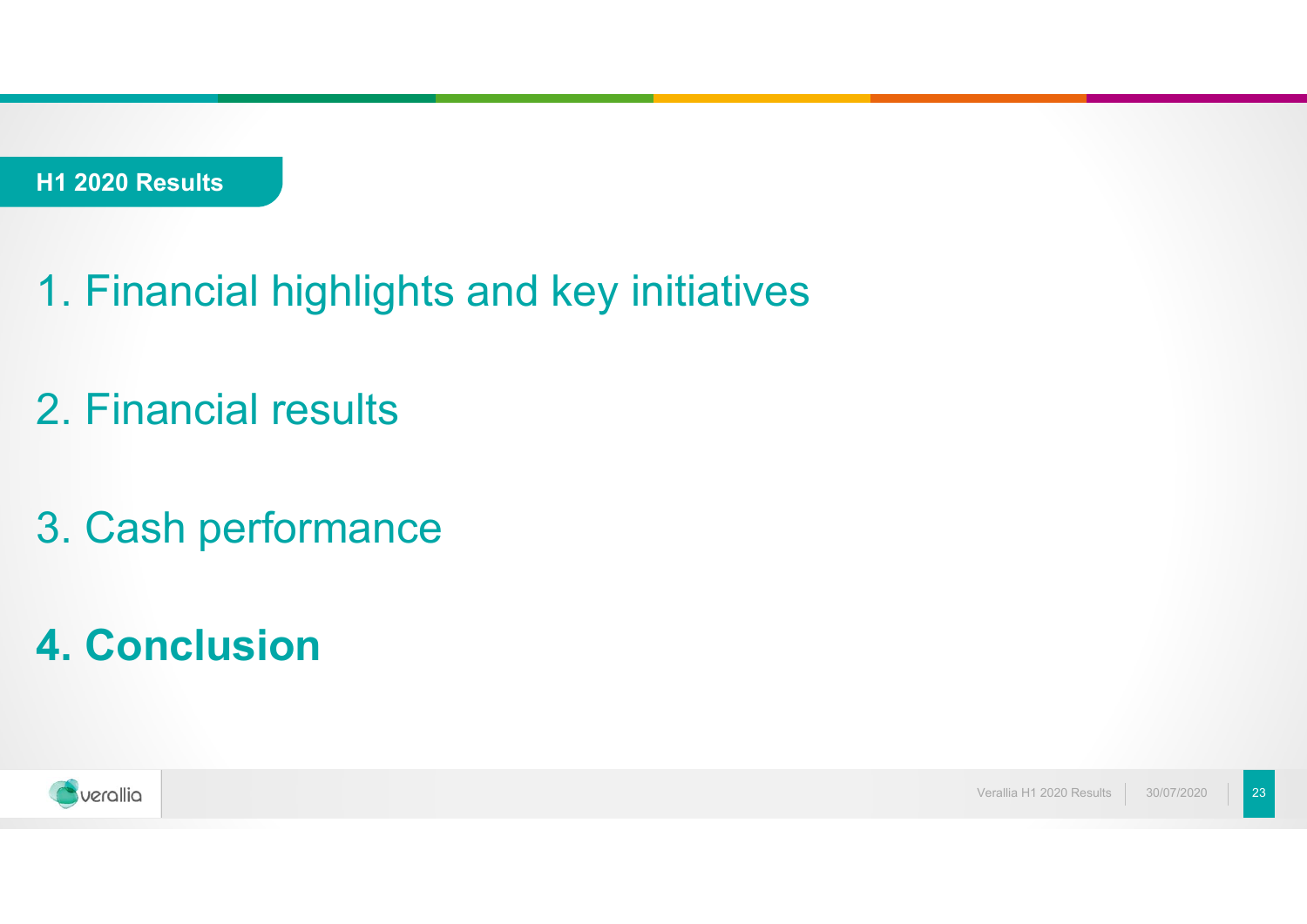**H1 2020 Results**

1. Financial highlights and key initiatives

2. Financial results

3. Cash performance

**4. Conclusion**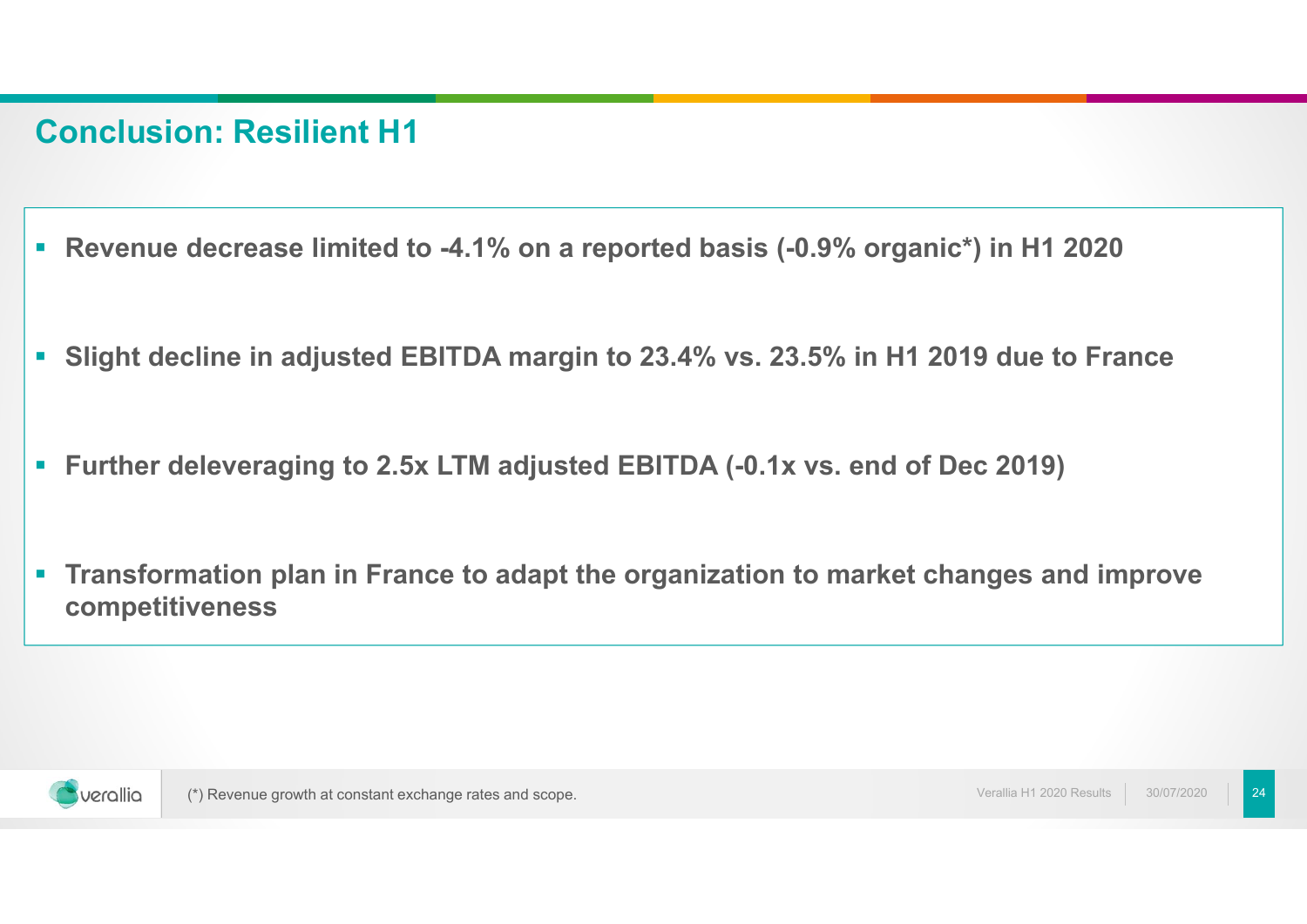# Conclusion: Resilient H1

- **Revenue decrease limited to -4.1% on a reported basis (-0.9% organic*) in H1 2020**
- **Slight decline in adjusted EBITDA margin to 23.4% vs. 23.5% in H1 2019 due to France**
- **Further deleveraging to 2.5x LTM adjusted EBITDA (-0.1x vs. end of Dec 2019)**
- **Transformation plan in France to adapt the organization to market changes and improve competitiveness**

(*) Revenue growth at constant exchange rates and scope.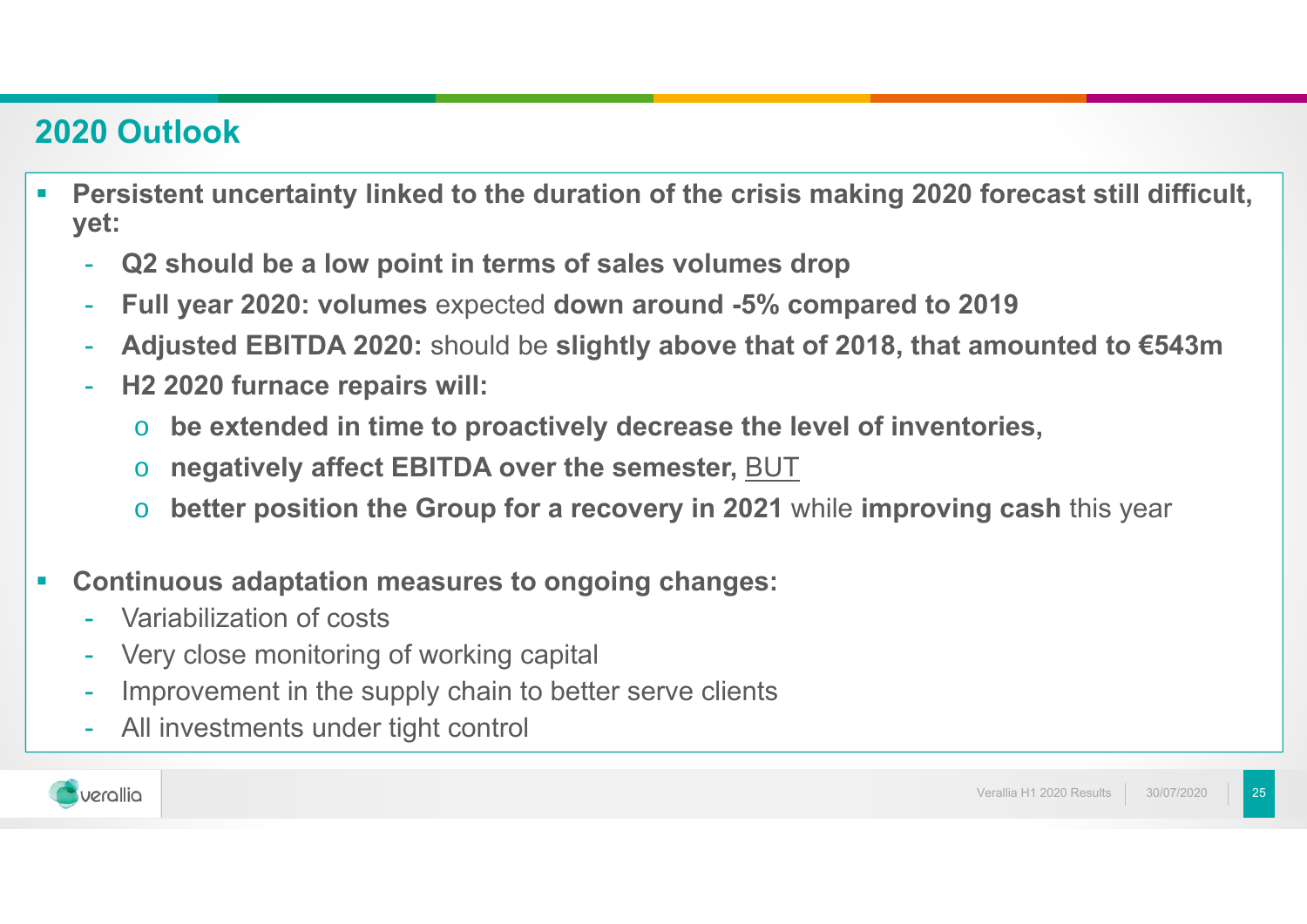## 2020 Outlook

- **Persistent uncertainty linked to the duration of the crisis making 2020 forecast still difficult, yet:**
  - **Q2 should be a low point in terms of sales volumes drop**
  - **Full year 2020: volumes** expected **down around -5% compared to 2019**
  - **Adjusted EBITDA 2020:** should be **slightly above that of 2018, that amounted to €543m**
  - **H2 2020 furnace repairs will:**
    - **be extended in time to proactively decrease the level of inventories,**
    - **negatively affect EBITDA over the semester,** BUT
    - **better position the Group for a recovery in 2021** while **improving cash** this year

- **Continuous adaptation measures to ongoing changes:**
  - Variabilization of costs
  - Very close monitoring of working capital
  - Improvement in the supply chain to better serve clients
  - All investments under tight control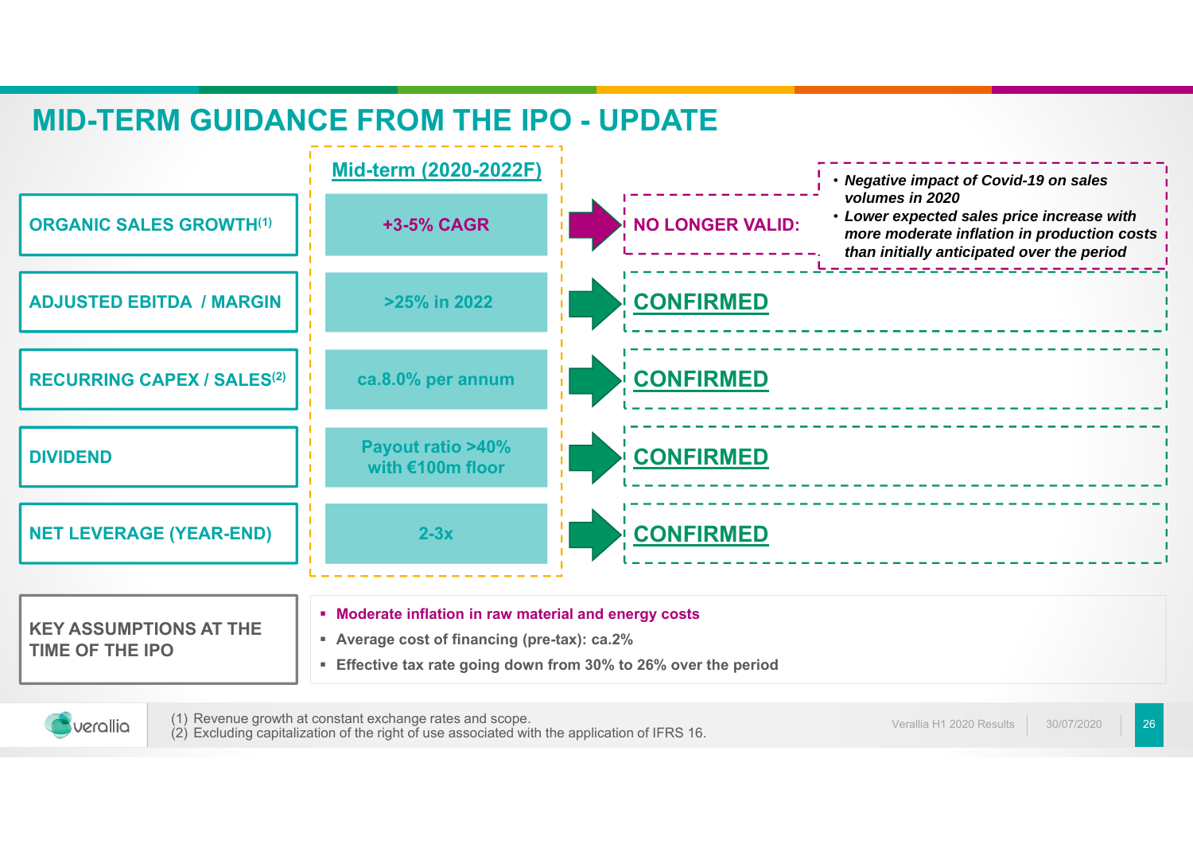# MID-TERM GUIDANCE FROM THE IPO - UPDATE

| | Mid-term (2020-2022F) | Update |
|---|---|---|
| ORGANIC SALES GROWTH[1] | +3-5% CAGR | NO LONGER VALID: *• Negative impact of Covid-19 on sales volumes in 2020 • Lower expected sales price increase with more moderate inflation in production costs than initially anticipated over the period* |
| ADJUSTED EBITDA / MARGIN | >25% in 2022 | CONFIRMED |
| RECURRING CAPEX / SALES[2] | ca.8.0% per annum | CONFIRMED |
| DIVIDEND | Payout ratio >40% with €100m floor | CONFIRMED |
| NET LEVERAGE (YEAR-END) | 2-3x | CONFIRMED |

**KEY ASSUMPTIONS AT THE TIME OF THE IPO**

- **Moderate inflation in raw material and energy costs**
- **Average cost of financing (pre-tax): ca.2%**
- **Effective tax rate going down from 30% to 26% over the period**

(1) Revenue growth at constant exchange rates and scope.
(2) Excluding capitalization of the right of use associated with the application of IFRS 16.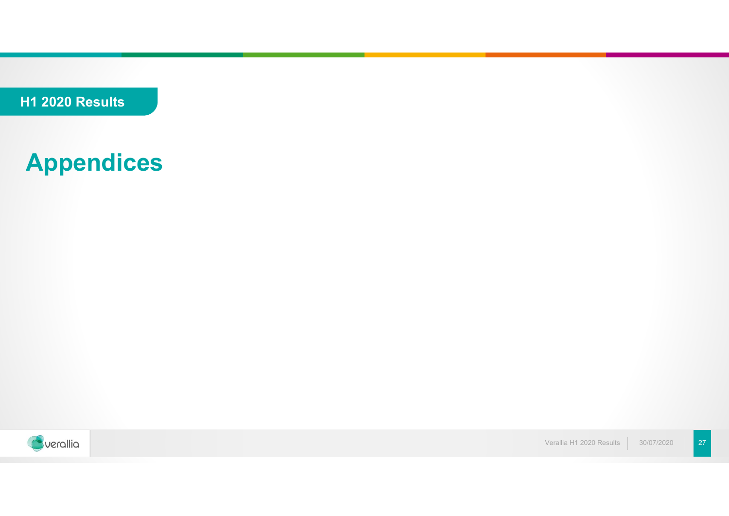H1 2020 Results

# Appendices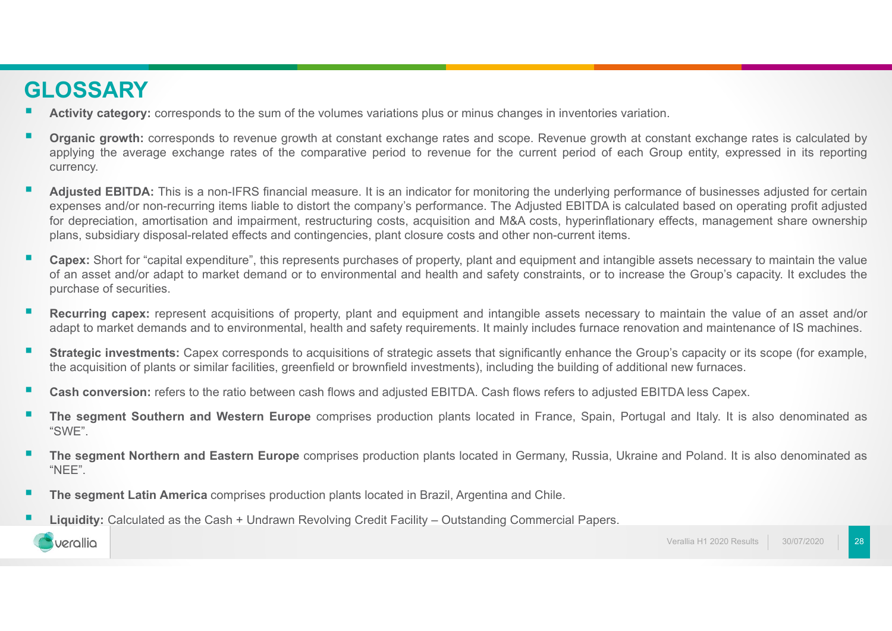# GLOSSARY

- **Activity category:** corresponds to the sum of the volumes variations plus or minus changes in inventories variation.
- **Organic growth:** corresponds to revenue growth at constant exchange rates and scope. Revenue growth at constant exchange rates is calculated by applying the average exchange rates of the comparative period to revenue for the current period of each Group entity, expressed in its reporting currency.
- **Adjusted EBITDA:** This is a non-IFRS financial measure. It is an indicator for monitoring the underlying performance of businesses adjusted for certain expenses and/or non-recurring items liable to distort the company's performance. The Adjusted EBITDA is calculated based on operating profit adjusted for depreciation, amortisation and impairment, restructuring costs, acquisition and M&A costs, hyperinflationary effects, management share ownership plans, subsidiary disposal-related effects and contingencies, plant closure costs and other non-current items.
- **Capex:** Short for "capital expenditure", this represents purchases of property, plant and equipment and intangible assets necessary to maintain the value of an asset and/or adapt to market demand or to environmental and health and safety constraints, or to increase the Group's capacity. It excludes the purchase of securities.
- **Recurring capex:** represent acquisitions of property, plant and equipment and intangible assets necessary to maintain the value of an asset and/or adapt to market demands and to environmental, health and safety requirements. It mainly includes furnace renovation and maintenance of IS machines.
- **Strategic investments:** Capex corresponds to acquisitions of strategic assets that significantly enhance the Group's capacity or its scope (for example, the acquisition of plants or similar facilities, greenfield or brownfield investments), including the building of additional new furnaces.
- **Cash conversion:** refers to the ratio between cash flows and adjusted EBITDA. Cash flows refers to adjusted EBITDA less Capex.
- **The segment Southern and Western Europe** comprises production plants located in France, Spain, Portugal and Italy. It is also denominated as "SWE".
- **The segment Northern and Eastern Europe** comprises production plants located in Germany, Russia, Ukraine and Poland. It is also denominated as "NEE".
- **The segment Latin America** comprises production plants located in Brazil, Argentina and Chile.
- **Liquidity:** Calculated as the Cash + Undrawn Revolving Credit Facility – Outstanding Commercial Papers.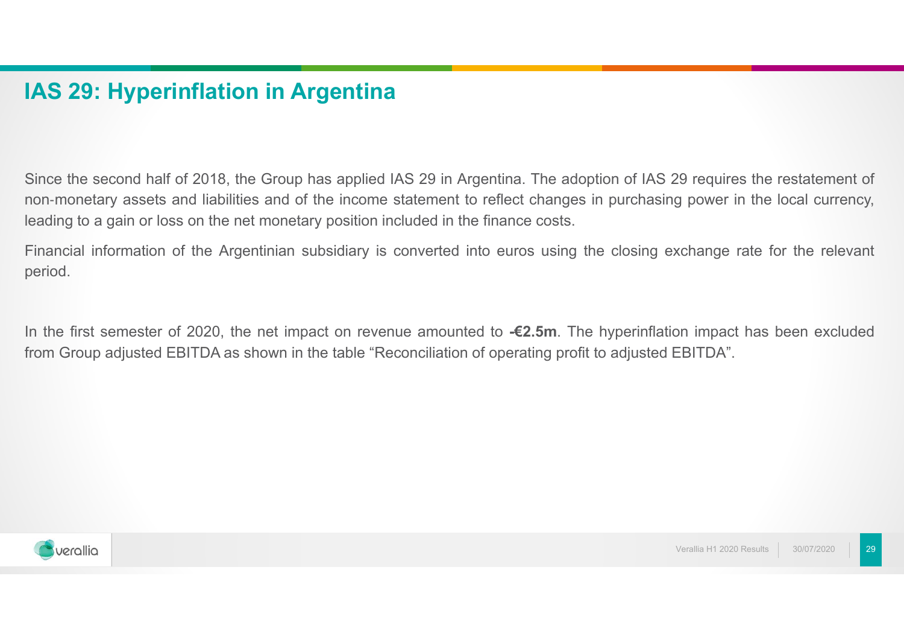# IAS 29: Hyperinflation in Argentina

Since the second half of 2018, the Group has applied IAS 29 in Argentina. The adoption of IAS 29 requires the restatement of non-monetary assets and liabilities and of the income statement to reflect changes in purchasing power in the local currency, leading to a gain or loss on the net monetary position included in the finance costs.

Financial information of the Argentinian subsidiary is converted into euros using the closing exchange rate for the relevant period.

In the first semester of 2020, the net impact on revenue amounted to **-€2.5m**. The hyperinflation impact has been excluded from Group adjusted EBITDA as shown in the table "Reconciliation of operating profit to adjusted EBITDA".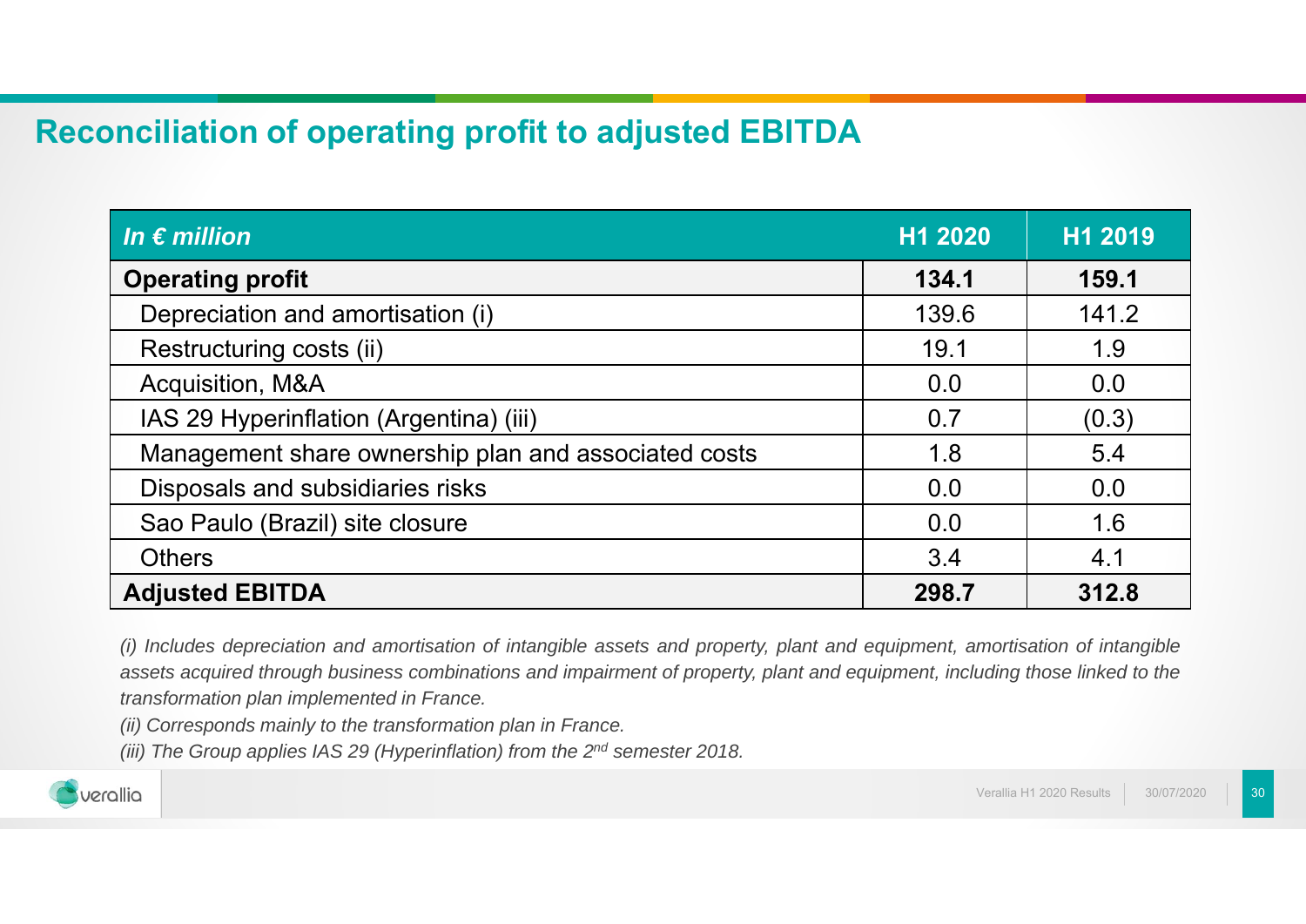# Reconciliation of operating profit to adjusted EBITDA

| *In € million* | H1 2020 | H1 2019 |
|---|---|---|
| **Operating profit** | **134.1** | **159.1** |
| Depreciation and amortisation (i) | 139.6 | 141.2 |
| Restructuring costs (ii) | 19.1 | 1.9 |
| Acquisition, M&A | 0.0 | 0.0 |
| IAS 29 Hyperinflation (Argentina) (iii) | 0.7 | (0.3) |
| Management share ownership plan and associated costs | 1.8 | 5.4 |
| Disposals and subsidiaries risks | 0.0 | 0.0 |
| Sao Paulo (Brazil) site closure | 0.0 | 1.6 |
| Others | 3.4 | 4.1 |
| **Adjusted EBITDA** | **298.7** | **312.8** |

*(i) Includes depreciation and amortisation of intangible assets and property, plant and equipment, amortisation of intangible assets acquired through business combinations and impairment of property, plant and equipment, including those linked to the transformation plan implemented in France.*

*(ii) Corresponds mainly to the transformation plan in France.*

*(iii) The Group applies IAS 29 (Hyperinflation) from the 2nd semester 2018.*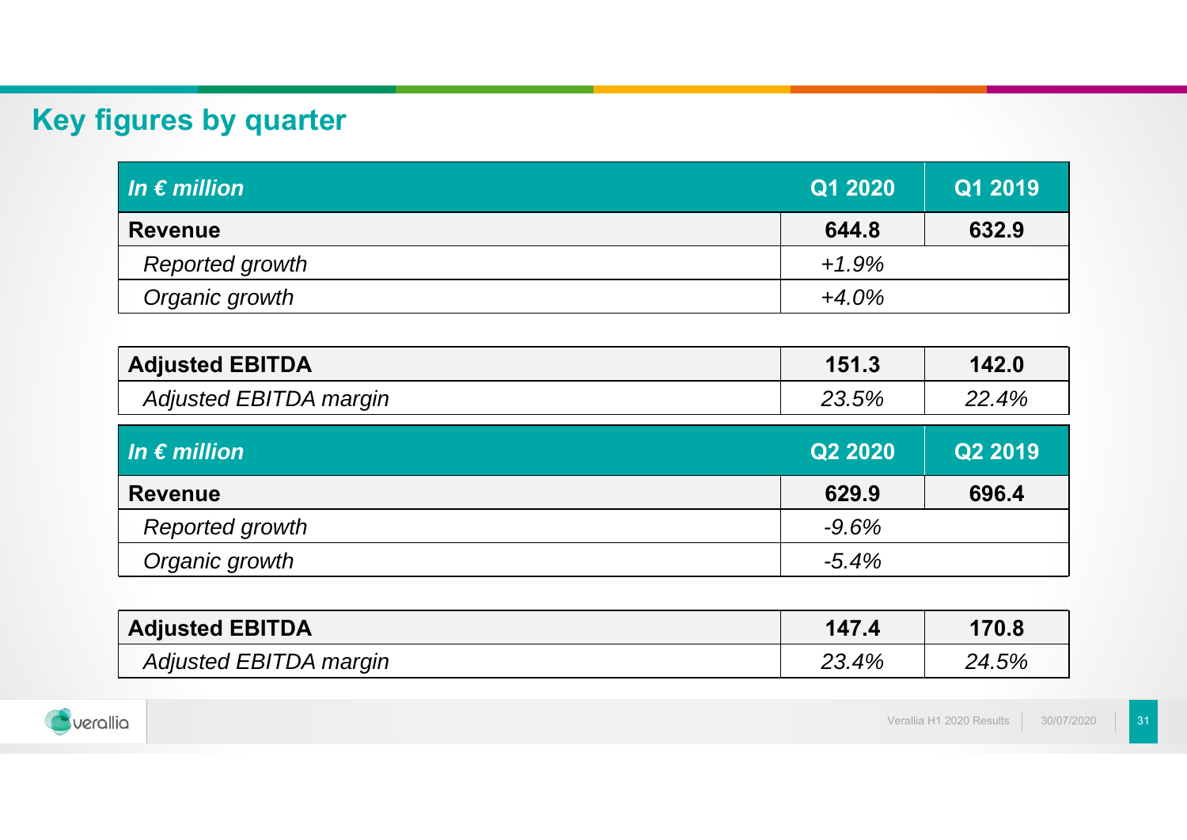## Key figures by quarter

| *In € million* | Q1 2020 | Q1 2019 |
|---|---|---|
| **Revenue** | **644.8** | **632.9** |
| *Reported growth* | *+1.9%* | |
| *Organic growth* | *+4.0%* | |

| | | |
|---|---|---|
| **Adjusted EBITDA** | **151.3** | **142.0** |
| *Adjusted EBITDA margin* | *23.5%* | *22.4%* |

| *In € million* | Q2 2020 | Q2 2019 |
|---|---|---|
| **Revenue** | **629.9** | **696.4** |
| *Reported growth* | *-9.6%* | |
| *Organic growth* | *-5.4%* | |

| | | |
|---|---|---|
| **Adjusted EBITDA** | **147.4** | **170.8** |
| *Adjusted EBITDA margin* | *23.4%* | *24.5%* |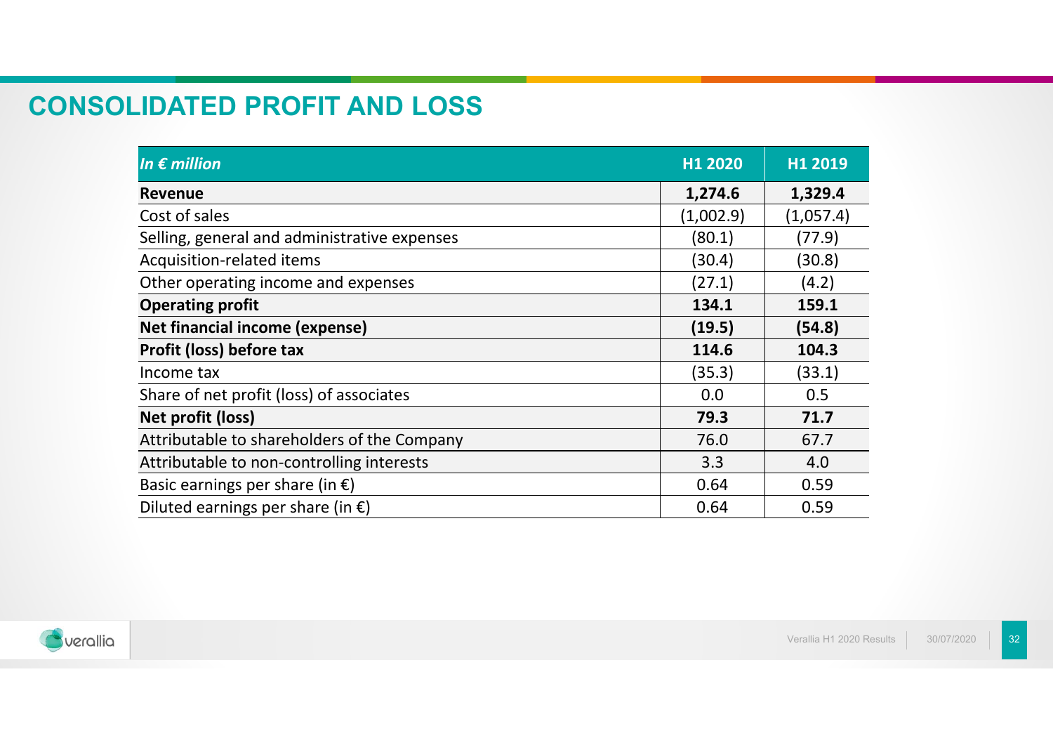# CONSOLIDATED PROFIT AND LOSS

| *In € million* | H1 2020 | H1 2019 |
|---|---|---|
| **Revenue** | **1,274.6** | **1,329.4** |
| Cost of sales | (1,002.9) | (1,057.4) |
| Selling, general and administrative expenses | (80.1) | (77.9) |
| Acquisition-related items | (30.4) | (30.8) |
| Other operating income and expenses | (27.1) | (4.2) |
| **Operating profit** | **134.1** | **159.1** |
| **Net financial income (expense)** | **(19.5)** | **(54.8)** |
| **Profit (loss) before tax** | **114.6** | **104.3** |
| Income tax | (35.3) | (33.1) |
| Share of net profit (loss) of associates | 0.0 | 0.5 |
| **Net profit (loss)** | **79.3** | **71.7** |
| Attributable to shareholders of the Company | 76.0 | 67.7 |
| Attributable to non-controlling interests | 3.3 | 4.0 |
| Basic earnings per share (in €) | 0.64 | 0.59 |
| Diluted earnings per share (in €) | 0.64 | 0.59 |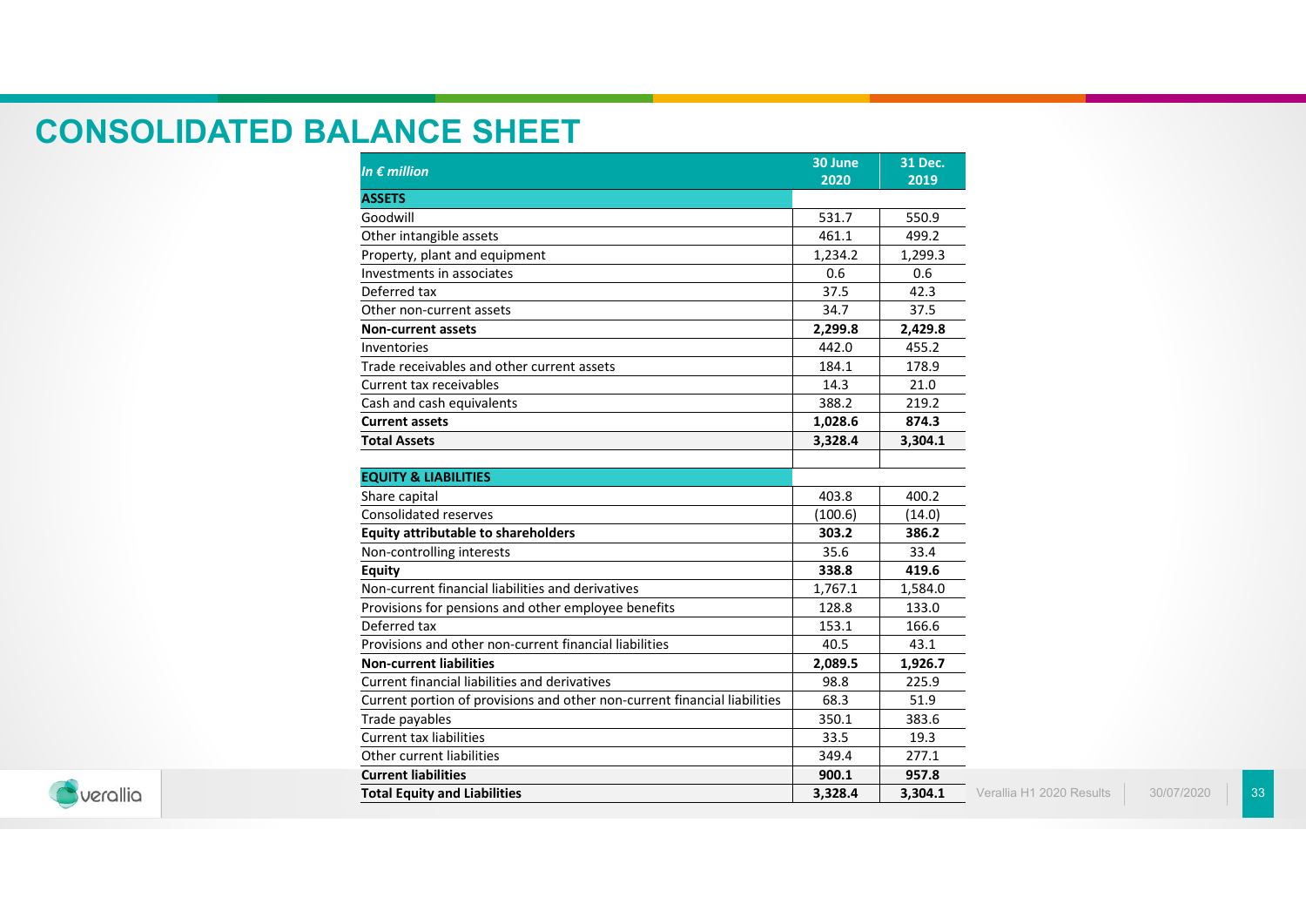# CONSOLIDATED BALANCE SHEET

| *In € million* | 30 June 2020 | 31 Dec. 2019 |
|---|---|---|
| **ASSETS** | | |
| Goodwill | 531.7 | 550.9 |
| Other intangible assets | 461.1 | 499.2 |
| Property, plant and equipment | 1,234.2 | 1,299.3 |
| Investments in associates | 0.6 | 0.6 |
| Deferred tax | 37.5 | 42.3 |
| Other non-current assets | 34.7 | 37.5 |
| **Non-current assets** | **2,299.8** | **2,429.8** |
| Inventories | 442.0 | 455.2 |
| Trade receivables and other current assets | 184.1 | 178.9 |
| Current tax receivables | 14.3 | 21.0 |
| Cash and cash equivalents | 388.2 | 219.2 |
| **Current assets** | **1,028.6** | **874.3** |
| **Total Assets** | **3,328.4** | **3,304.1** |
| | | |
| **EQUITY & LIABILITIES** | | |
| Share capital | 403.8 | 400.2 |
| Consolidated reserves | (100.6) | (14.0) |
| **Equity attributable to shareholders** | **303.2** | **386.2** |
| Non-controlling interests | 35.6 | 33.4 |
| **Equity** | **338.8** | **419.6** |
| Non-current financial liabilities and derivatives | 1,767.1 | 1,584.0 |
| Provisions for pensions and other employee benefits | 128.8 | 133.0 |
| Deferred tax | 153.1 | 166.6 |
| Provisions and other non-current financial liabilities | 40.5 | 43.1 |
| **Non-current liabilities** | **2,089.5** | **1,926.7** |
| Current financial liabilities and derivatives | 98.8 | 225.9 |
| Current portion of provisions and other non-current financial liabilities | 68.3 | 51.9 |
| Trade payables | 350.1 | 383.6 |
| Current tax liabilities | 33.5 | 19.3 |
| Other current liabilities | 349.4 | 277.1 |
| **Current liabilities** | **900.1** | **957.8** |
| **Total Equity and Liabilities** | **3,328.4** | **3,304.1** |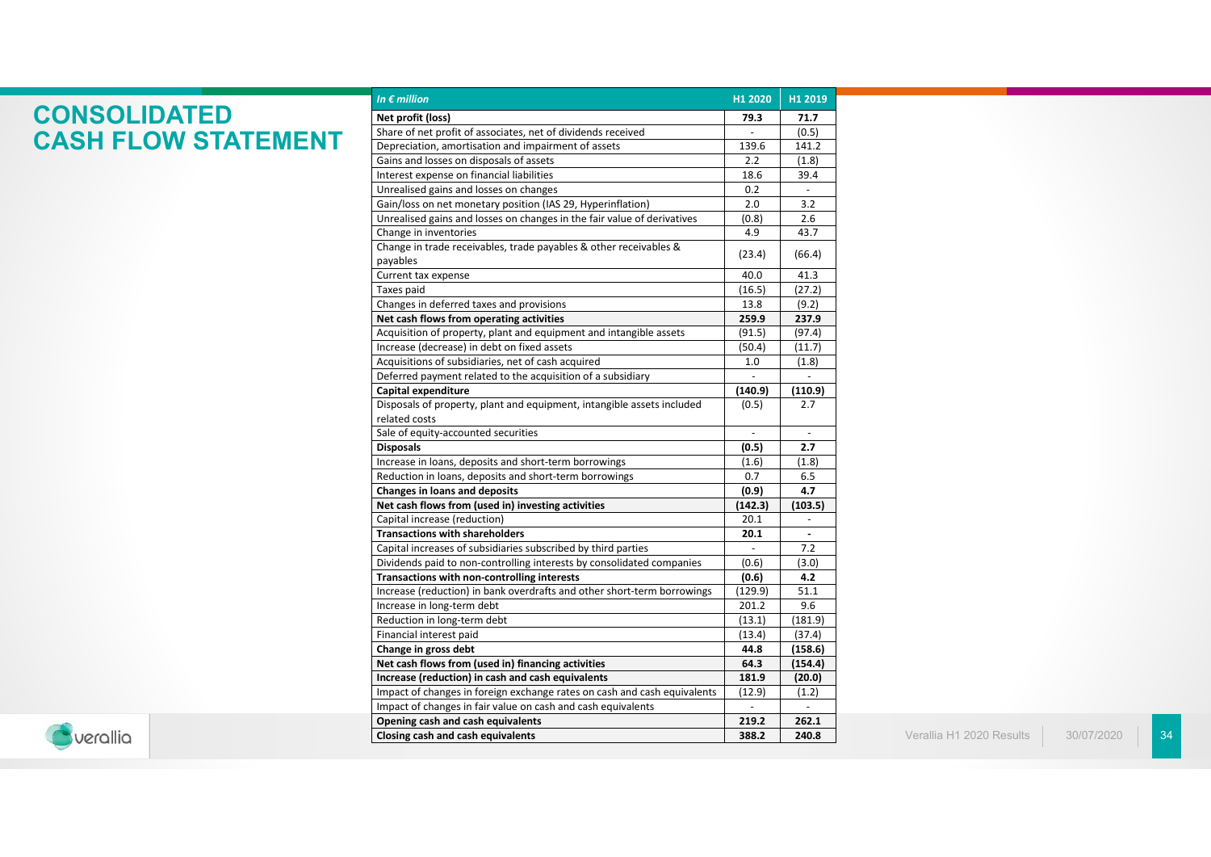# CONSOLIDATED CASH FLOW STATEMENT

| *In € million* | H1 2020 | H1 2019 |
|---|---|---|
| **Net profit (loss)** | **79.3** | **71.7** |
| Share of net profit of associates, net of dividends received | - | (0.5) |
| Depreciation, amortisation and impairment of assets | 139.6 | 141.2 |
| Gains and losses on disposals of assets | 2.2 | (1.8) |
| Interest expense on financial liabilities | 18.6 | 39.4 |
| Unrealised gains and losses on changes | 0.2 | - |
| Gain/loss on net monetary position (IAS 29, Hyperinflation) | 2.0 | 3.2 |
| Unrealised gains and losses on changes in the fair value of derivatives | (0.8) | 2.6 |
| Change in inventories | 4.9 | 43.7 |
| Change in trade receivables, trade payables & other receivables & payables | (23.4) | (66.4) |
| Current tax expense | 40.0 | 41.3 |
| Taxes paid | (16.5) | (27.2) |
| Changes in deferred taxes and provisions | 13.8 | (9.2) |
| **Net cash flows from operating activities** | **259.9** | **237.9** |
| Acquisition of property, plant and equipment and intangible assets | (91.5) | (97.4) |
| Increase (decrease) in debt on fixed assets | (50.4) | (11.7) |
| Acquisitions of subsidiaries, net of cash acquired | 1.0 | (1.8) |
| Deferred payment related to the acquisition of a subsidiary | - | - |
| **Capital expenditure** | **(140.9)** | **(110.9)** |
| Disposals of property, plant and equipment, intangible assets included related costs | (0.5) | 2.7 |
| Sale of equity-accounted securities | - | - |
| **Disposals** | **(0.5)** | **2.7** |
| Increase in loans, deposits and short-term borrowings | (1.6) | (1.8) |
| Reduction in loans, deposits and short-term borrowings | 0.7 | 6.5 |
| **Changes in loans and deposits** | **(0.9)** | **4.7** |
| **Net cash flows from (used in) investing activities** | **(142.3)** | **(103.5)** |
| Capital increase (reduction) | 20.1 | - |
| **Transactions with shareholders** | **20.1** | **-** |
| Capital increases of subsidiaries subscribed by third parties | - | 7.2 |
| Dividends paid to non-controlling interests by consolidated companies | (0.6) | (3.0) |
| **Transactions with non-controlling interests** | **(0.6)** | **4.2** |
| Increase (reduction) in bank overdrafts and other short-term borrowings | (129.9) | 51.1 |
| Increase in long-term debt | 201.2 | 9.6 |
| Reduction in long-term debt | (13.1) | (181.9) |
| Financial interest paid | (13.4) | (37.4) |
| **Change in gross debt** | **44.8** | **(158.6)** |
| **Net cash flows from (used in) financing activities** | **64.3** | **(154.4)** |
| **Increase (reduction) in cash and cash equivalents** | **181.9** | **(20.0)** |
| Impact of changes in foreign exchange rates on cash and cash equivalents | (12.9) | (1.2) |
| Impact of changes in fair value on cash and cash equivalents | - | - |
| **Opening cash and cash equivalents** | **219.2** | **262.1** |
| **Closing cash and cash equivalents** | **388.2** | **240.8** |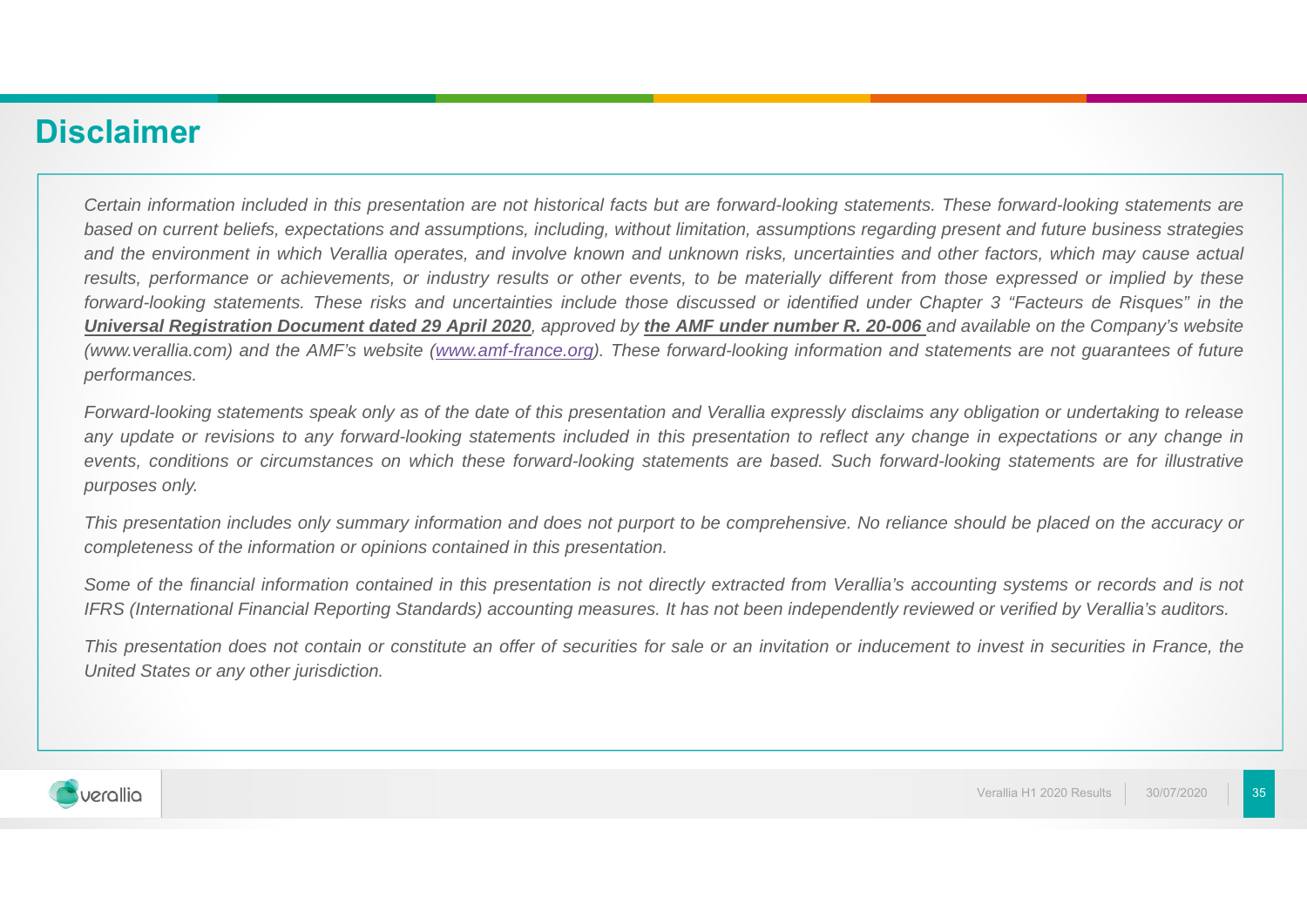# Disclaimer

*Certain information included in this presentation are not historical facts but are forward-looking statements. These forward-looking statements are based on current beliefs, expectations and assumptions, including, without limitation, assumptions regarding present and future business strategies and the environment in which Verallia operates, and involve known and unknown risks, uncertainties and other factors, which may cause actual results, performance or achievements, or industry results or other events, to be materially different from those expressed or implied by these forward-looking statements. These risks and uncertainties include those discussed or identified under Chapter 3 "Facteurs de Risques" in the **Universal Registration Document dated 29 April 2020**, approved by **the AMF under number R. 20-006** and available on the Company's website (www.verallia.com) and the AMF's website (www.amf-france.org). These forward-looking information and statements are not guarantees of future performances.*

*Forward-looking statements speak only as of the date of this presentation and Verallia expressly disclaims any obligation or undertaking to release any update or revisions to any forward-looking statements included in this presentation to reflect any change in expectations or any change in events, conditions or circumstances on which these forward-looking statements are based. Such forward-looking statements are for illustrative purposes only.*

*This presentation includes only summary information and does not purport to be comprehensive. No reliance should be placed on the accuracy or completeness of the information or opinions contained in this presentation.*

*Some of the financial information contained in this presentation is not directly extracted from Verallia's accounting systems or records and is not IFRS (International Financial Reporting Standards) accounting measures. It has not been independently reviewed or verified by Verallia's auditors.*

*This presentation does not contain or constitute an offer of securities for sale or an invitation or inducement to invest in securities in France, the United States or any other jurisdiction.*